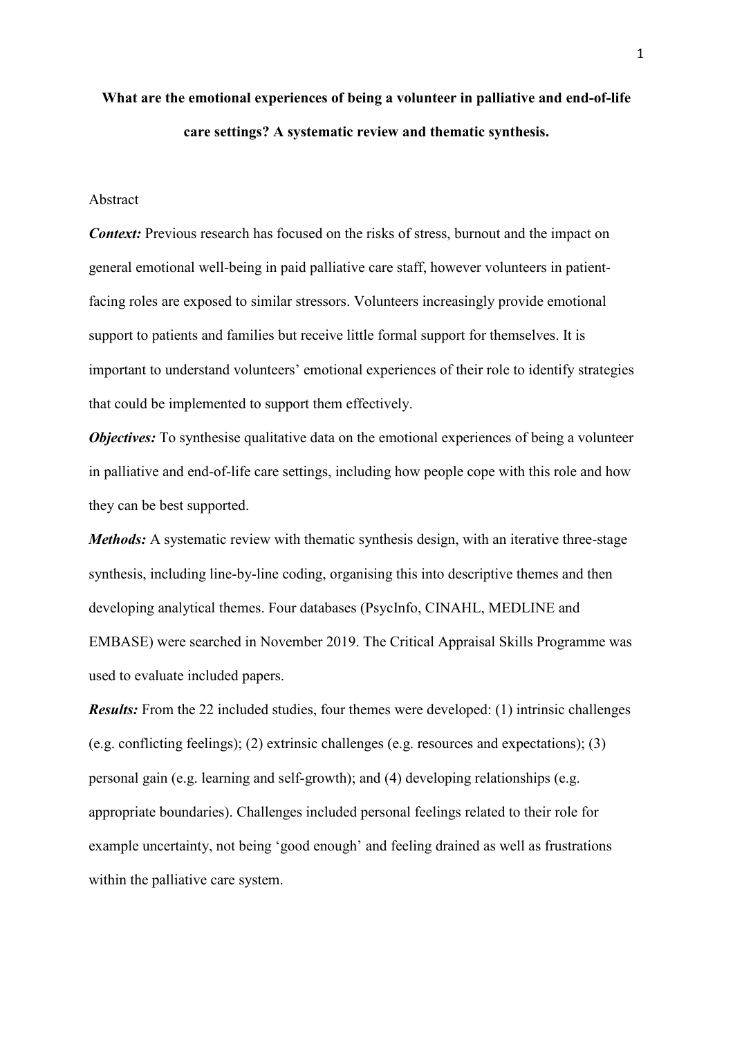# What are the emotional experiences of being a volunteer in palliative and end-of-life care settings? A systematic review and thematic synthesis.

Abstract

***Context:*** Previous research has focused on the risks of stress, burnout and the impact on general emotional well-being in paid palliative care staff, however volunteers in patient-facing roles are exposed to similar stressors. Volunteers increasingly provide emotional support to patients and families but receive little formal support for themselves. It is important to understand volunteers' emotional experiences of their role to identify strategies that could be implemented to support them effectively.

***Objectives:*** To synthesise qualitative data on the emotional experiences of being a volunteer in palliative and end-of-life care settings, including how people cope with this role and how they can be best supported.

***Methods:*** A systematic review with thematic synthesis design, with an iterative three-stage synthesis, including line-by-line coding, organising this into descriptive themes and then developing analytical themes. Four databases (PsycInfo, CINAHL, MEDLINE and EMBASE) were searched in November 2019. The Critical Appraisal Skills Programme was used to evaluate included papers.

***Results:*** From the 22 included studies, four themes were developed: (1) intrinsic challenges (e.g. conflicting feelings); (2) extrinsic challenges (e.g. resources and expectations); (3) personal gain (e.g. learning and self-growth); and (4) developing relationships (e.g. appropriate boundaries). Challenges included personal feelings related to their role for example uncertainty, not being 'good enough' and feeling drained as well as frustrations within the palliative care system.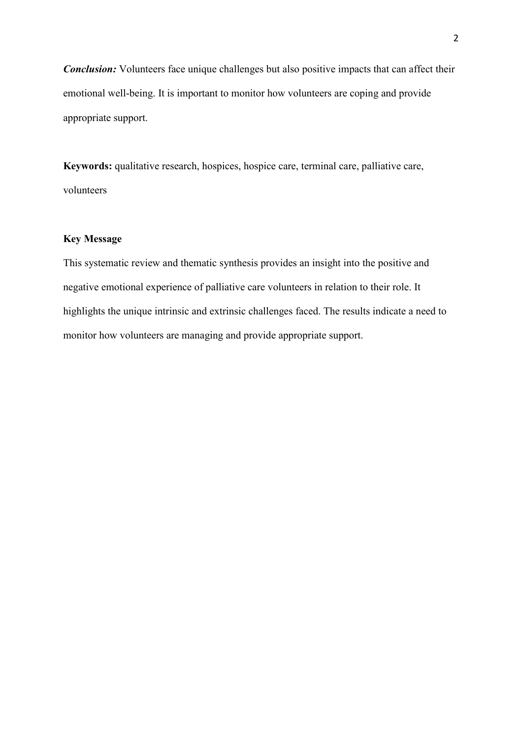***Conclusion:*** Volunteers face unique challenges but also positive impacts that can affect their emotional well-being. It is important to monitor how volunteers are coping and provide appropriate support.

**Keywords:** qualitative research, hospices, hospice care, terminal care, palliative care, volunteers

### Key Message

This systematic review and thematic synthesis provides an insight into the positive and negative emotional experience of palliative care volunteers in relation to their role. It highlights the unique intrinsic and extrinsic challenges faced. The results indicate a need to monitor how volunteers are managing and provide appropriate support.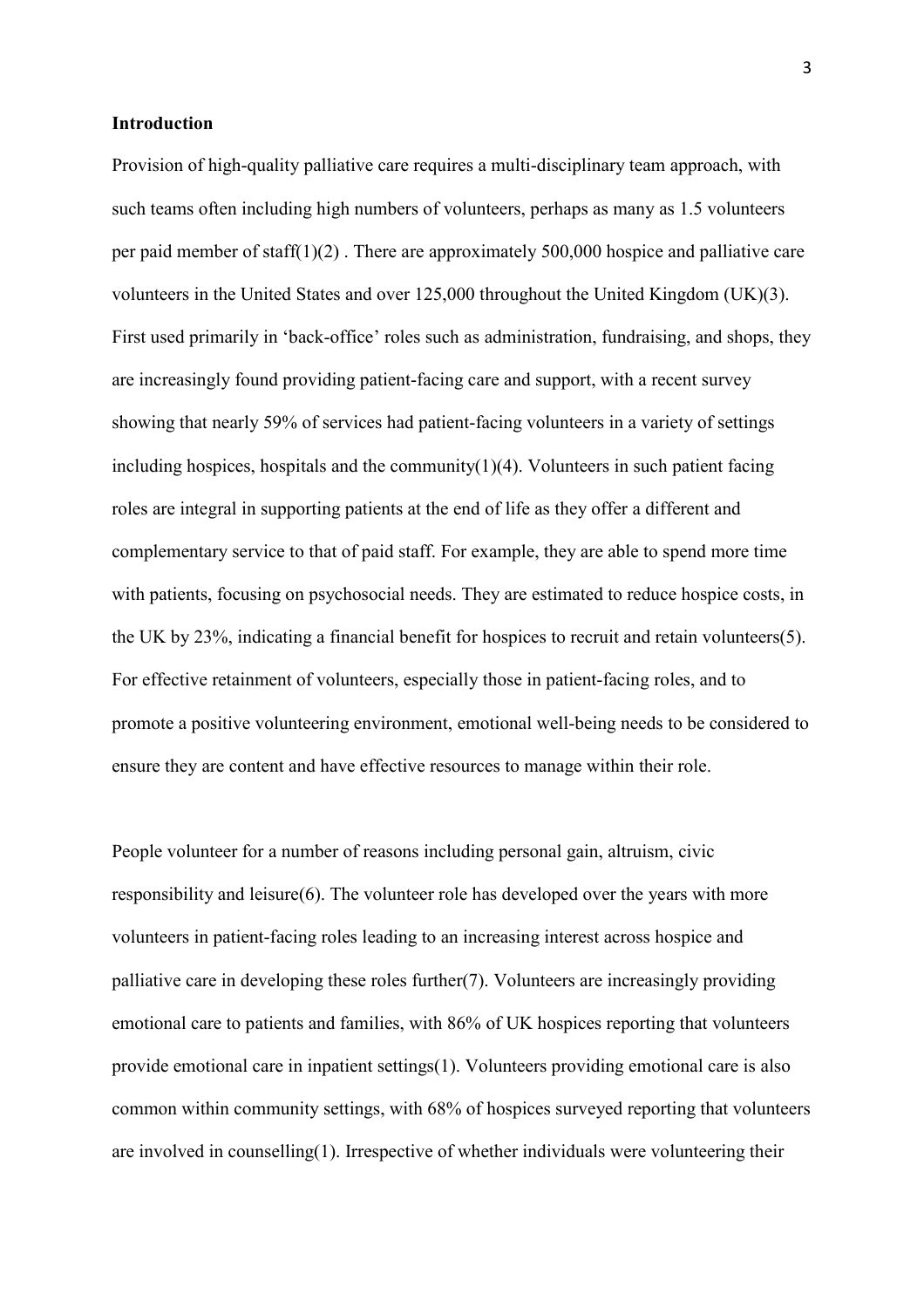## Introduction

Provision of high-quality palliative care requires a multi-disciplinary team approach, with such teams often including high numbers of volunteers, perhaps as many as 1.5 volunteers per paid member of staff(1)(2) . There are approximately 500,000 hospice and palliative care volunteers in the United States and over 125,000 throughout the United Kingdom (UK)(3). First used primarily in 'back-office' roles such as administration, fundraising, and shops, they are increasingly found providing patient-facing care and support, with a recent survey showing that nearly 59% of services had patient-facing volunteers in a variety of settings including hospices, hospitals and the community(1)(4). Volunteers in such patient facing roles are integral in supporting patients at the end of life as they offer a different and complementary service to that of paid staff. For example, they are able to spend more time with patients, focusing on psychosocial needs. They are estimated to reduce hospice costs, in the UK by 23%, indicating a financial benefit for hospices to recruit and retain volunteers(5). For effective retainment of volunteers, especially those in patient-facing roles, and to promote a positive volunteering environment, emotional well-being needs to be considered to ensure they are content and have effective resources to manage within their role.

People volunteer for a number of reasons including personal gain, altruism, civic responsibility and leisure(6). The volunteer role has developed over the years with more volunteers in patient-facing roles leading to an increasing interest across hospice and palliative care in developing these roles further(7). Volunteers are increasingly providing emotional care to patients and families, with 86% of UK hospices reporting that volunteers provide emotional care in inpatient settings(1). Volunteers providing emotional care is also common within community settings, with 68% of hospices surveyed reporting that volunteers are involved in counselling(1). Irrespective of whether individuals were volunteering their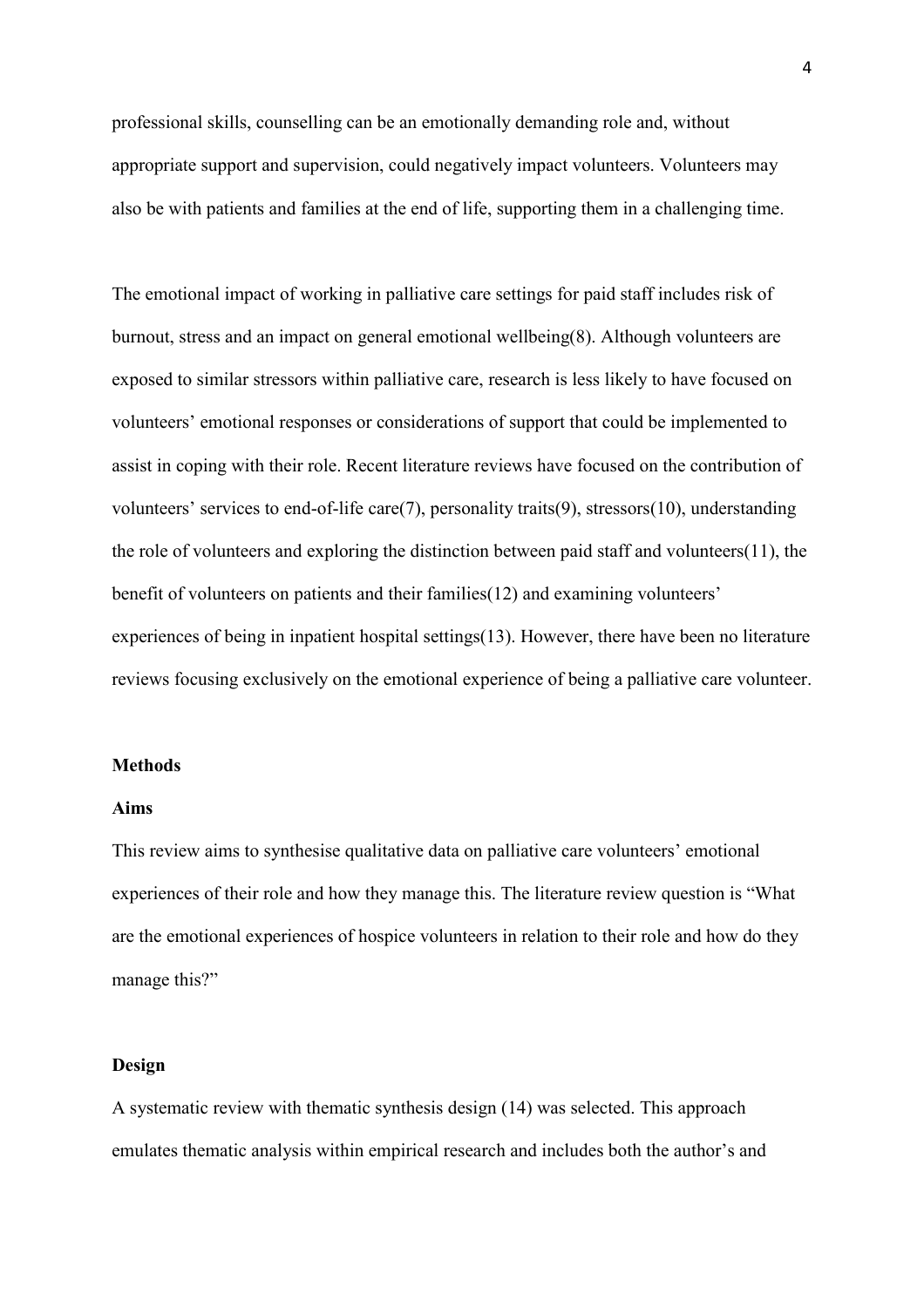professional skills, counselling can be an emotionally demanding role and, without appropriate support and supervision, could negatively impact volunteers. Volunteers may also be with patients and families at the end of life, supporting them in a challenging time.

The emotional impact of working in palliative care settings for paid staff includes risk of burnout, stress and an impact on general emotional wellbeing(8). Although volunteers are exposed to similar stressors within palliative care, research is less likely to have focused on volunteers' emotional responses or considerations of support that could be implemented to assist in coping with their role. Recent literature reviews have focused on the contribution of volunteers' services to end-of-life care(7), personality traits(9), stressors(10), understanding the role of volunteers and exploring the distinction between paid staff and volunteers(11), the benefit of volunteers on patients and their families(12) and examining volunteers' experiences of being in inpatient hospital settings(13). However, there have been no literature reviews focusing exclusively on the emotional experience of being a palliative care volunteer.

## Methods

### Aims

This review aims to synthesise qualitative data on palliative care volunteers' emotional experiences of their role and how they manage this. The literature review question is "What are the emotional experiences of hospice volunteers in relation to their role and how do they manage this?"

### Design

A systematic review with thematic synthesis design (14) was selected. This approach emulates thematic analysis within empirical research and includes both the author's and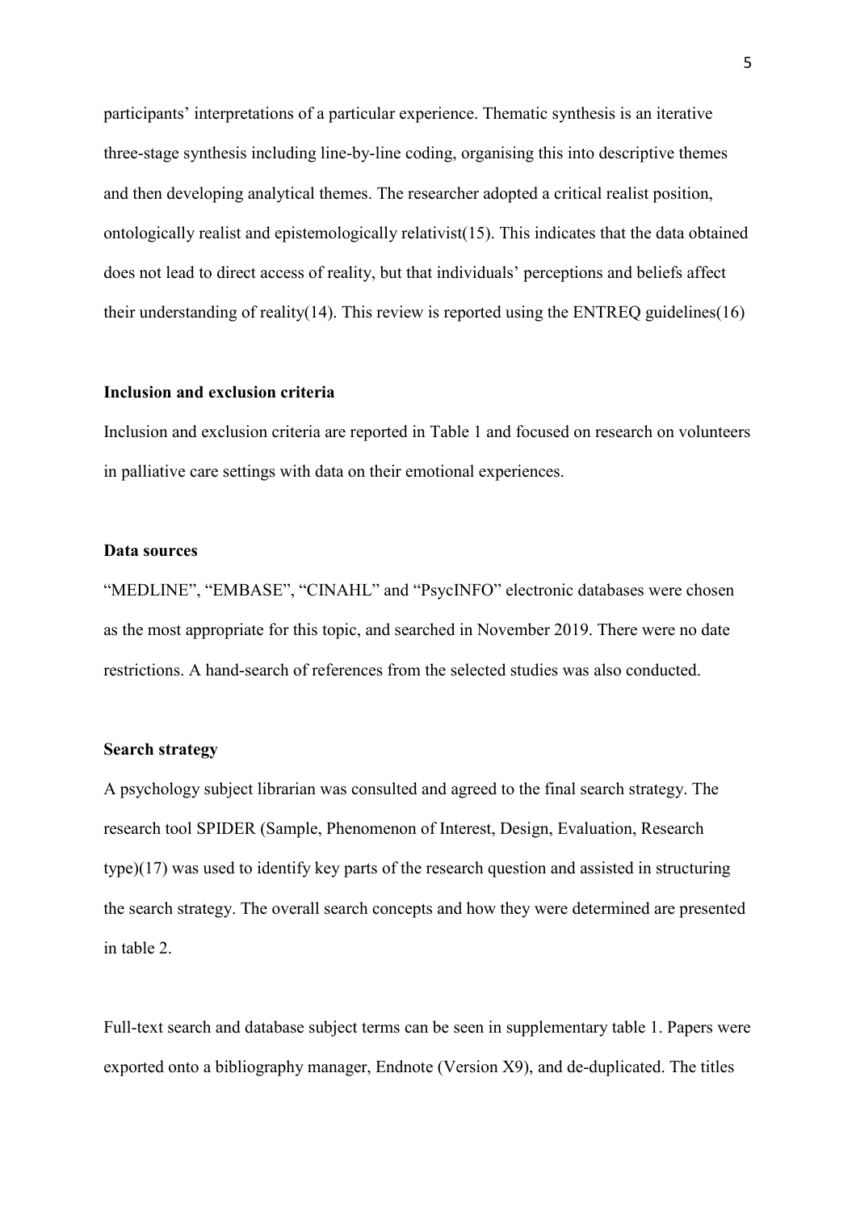participants' interpretations of a particular experience. Thematic synthesis is an iterative three-stage synthesis including line-by-line coding, organising this into descriptive themes and then developing analytical themes. The researcher adopted a critical realist position, ontologically realist and epistemologically relativist(15). This indicates that the data obtained does not lead to direct access of reality, but that individuals' perceptions and beliefs affect their understanding of reality(14). This review is reported using the ENTREQ guidelines(16)

### Inclusion and exclusion criteria

Inclusion and exclusion criteria are reported in Table 1 and focused on research on volunteers in palliative care settings with data on their emotional experiences.

### Data sources

"MEDLINE", "EMBASE", "CINAHL" and "PsycINFO" electronic databases were chosen as the most appropriate for this topic, and searched in November 2019. There were no date restrictions. A hand-search of references from the selected studies was also conducted.

### Search strategy

A psychology subject librarian was consulted and agreed to the final search strategy. The research tool SPIDER (Sample, Phenomenon of Interest, Design, Evaluation, Research type)(17) was used to identify key parts of the research question and assisted in structuring the search strategy. The overall search concepts and how they were determined are presented in table 2.

Full-text search and database subject terms can be seen in supplementary table 1. Papers were exported onto a bibliography manager, Endnote (Version X9), and de-duplicated. The titles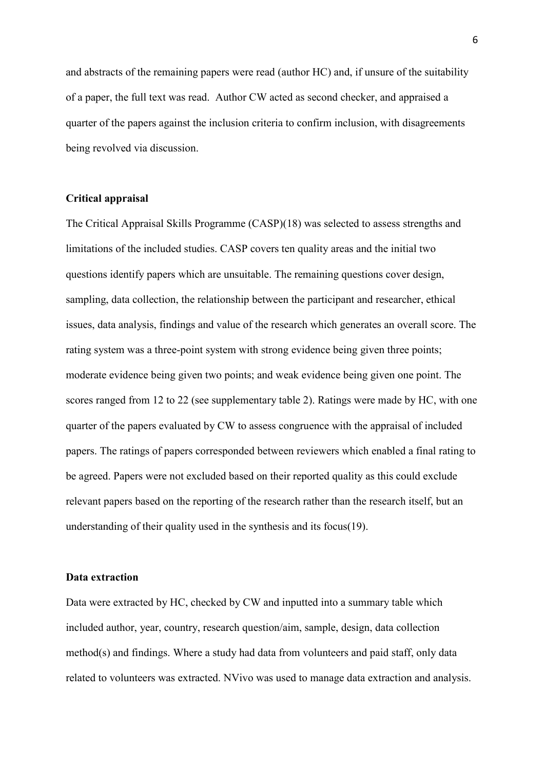and abstracts of the remaining papers were read (author HC) and, if unsure of the suitability of a paper, the full text was read. Author CW acted as second checker, and appraised a quarter of the papers against the inclusion criteria to confirm inclusion, with disagreements being revolved via discussion.

**Critical appraisal**

The Critical Appraisal Skills Programme (CASP)(18) was selected to assess strengths and limitations of the included studies. CASP covers ten quality areas and the initial two questions identify papers which are unsuitable. The remaining questions cover design, sampling, data collection, the relationship between the participant and researcher, ethical issues, data analysis, findings and value of the research which generates an overall score. The rating system was a three-point system with strong evidence being given three points; moderate evidence being given two points; and weak evidence being given one point. The scores ranged from 12 to 22 (see supplementary table 2). Ratings were made by HC, with one quarter of the papers evaluated by CW to assess congruence with the appraisal of included papers. The ratings of papers corresponded between reviewers which enabled a final rating to be agreed. Papers were not excluded based on their reported quality as this could exclude relevant papers based on the reporting of the research rather than the research itself, but an understanding of their quality used in the synthesis and its focus(19).

**Data extraction**

Data were extracted by HC, checked by CW and inputted into a summary table which included author, year, country, research question/aim, sample, design, data collection method(s) and findings. Where a study had data from volunteers and paid staff, only data related to volunteers was extracted. NVivo was used to manage data extraction and analysis.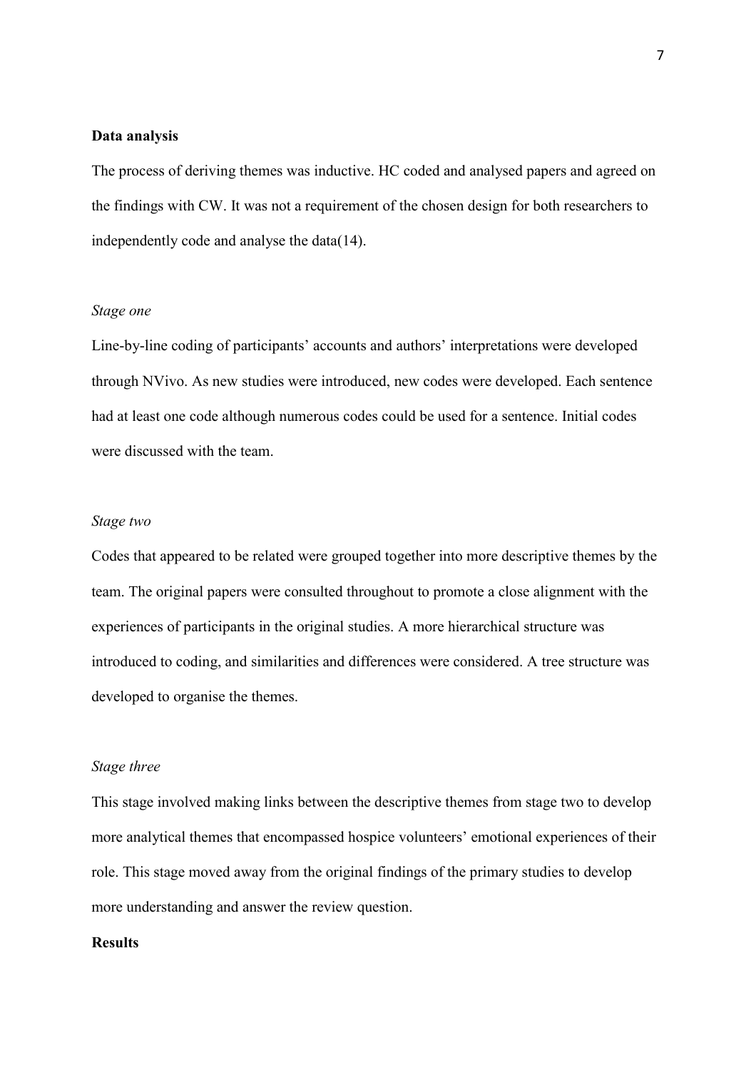**Data analysis**

The process of deriving themes was inductive. HC coded and analysed papers and agreed on the findings with CW. It was not a requirement of the chosen design for both researchers to independently code and analyse the data(14).

*Stage one*

Line-by-line coding of participants' accounts and authors' interpretations were developed through NVivo. As new studies were introduced, new codes were developed. Each sentence had at least one code although numerous codes could be used for a sentence. Initial codes were discussed with the team.

*Stage two*

Codes that appeared to be related were grouped together into more descriptive themes by the team. The original papers were consulted throughout to promote a close alignment with the experiences of participants in the original studies. A more hierarchical structure was introduced to coding, and similarities and differences were considered. A tree structure was developed to organise the themes.

*Stage three*

This stage involved making links between the descriptive themes from stage two to develop more analytical themes that encompassed hospice volunteers' emotional experiences of their role. This stage moved away from the original findings of the primary studies to develop more understanding and answer the review question.

**Results**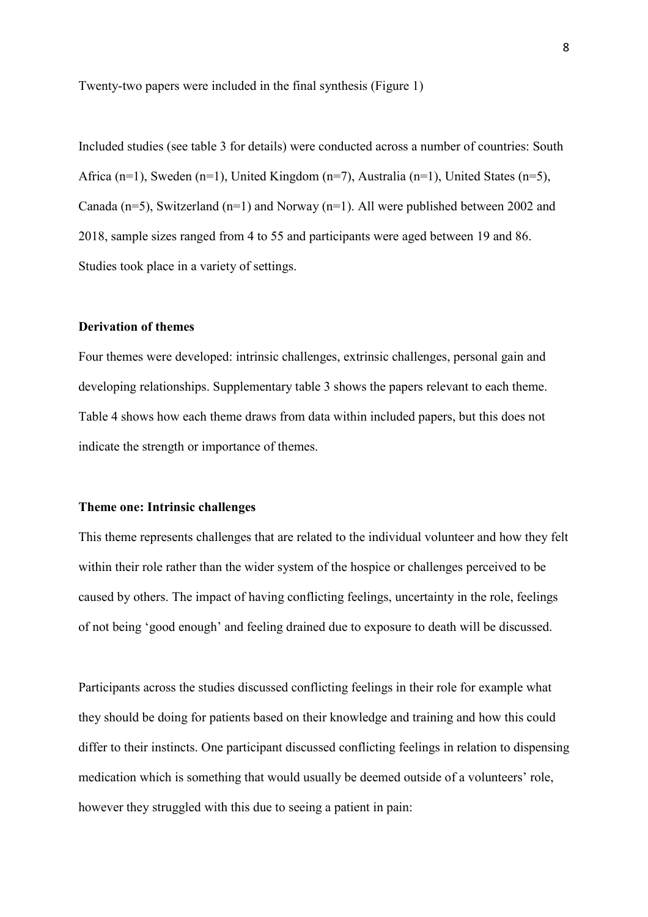Twenty-two papers were included in the final synthesis (Figure 1)

Included studies (see table 3 for details) were conducted across a number of countries: South Africa (n=1), Sweden (n=1), United Kingdom (n=7), Australia (n=1), United States (n=5), Canada (n=5), Switzerland (n=1) and Norway (n=1). All were published between 2002 and 2018, sample sizes ranged from 4 to 55 and participants were aged between 19 and 86. Studies took place in a variety of settings.

**Derivation of themes**

Four themes were developed: intrinsic challenges, extrinsic challenges, personal gain and developing relationships. Supplementary table 3 shows the papers relevant to each theme. Table 4 shows how each theme draws from data within included papers, but this does not indicate the strength or importance of themes.

**Theme one: Intrinsic challenges**

This theme represents challenges that are related to the individual volunteer and how they felt within their role rather than the wider system of the hospice or challenges perceived to be caused by others. The impact of having conflicting feelings, uncertainty in the role, feelings of not being 'good enough' and feeling drained due to exposure to death will be discussed.

Participants across the studies discussed conflicting feelings in their role for example what they should be doing for patients based on their knowledge and training and how this could differ to their instincts. One participant discussed conflicting feelings in relation to dispensing medication which is something that would usually be deemed outside of a volunteers' role, however they struggled with this due to seeing a patient in pain: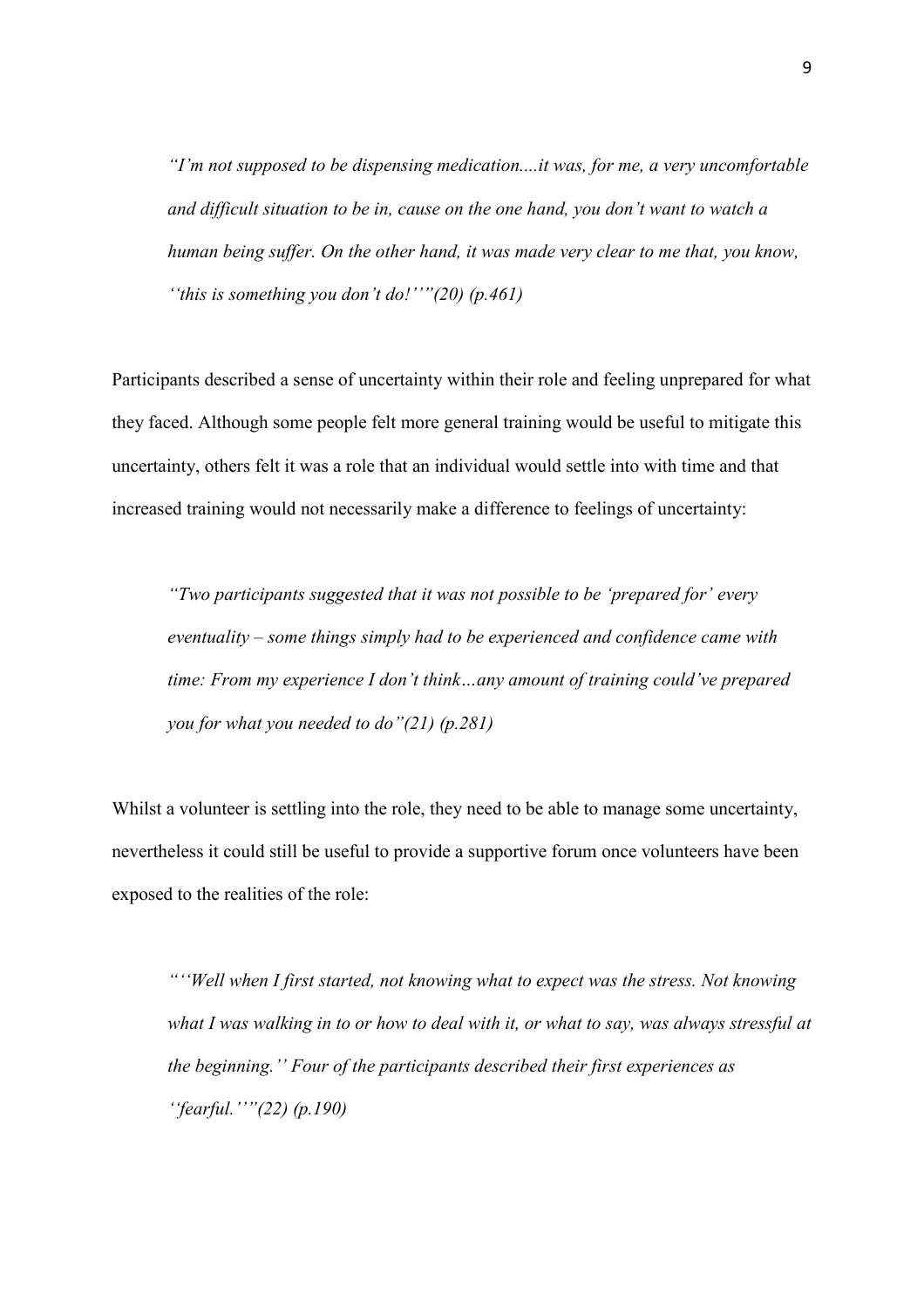*"I'm not supposed to be dispensing medication....it was, for me, a very uncomfortable and difficult situation to be in, cause on the one hand, you don't want to watch a human being suffer. On the other hand, it was made very clear to me that, you know, ''this is something you don't do!''"(20) (p.461)*

Participants described a sense of uncertainty within their role and feeling unprepared for what they faced. Although some people felt more general training would be useful to mitigate this uncertainty, others felt it was a role that an individual would settle into with time and that increased training would not necessarily make a difference to feelings of uncertainty:

*"Two participants suggested that it was not possible to be 'prepared for' every eventuality – some things simply had to be experienced and confidence came with time: From my experience I don't think…any amount of training could've prepared you for what you needed to do"(21) (p.281)*

Whilst a volunteer is settling into the role, they need to be able to manage some uncertainty, nevertheless it could still be useful to provide a supportive forum once volunteers have been exposed to the realities of the role:

*"''Well when I first started, not knowing what to expect was the stress. Not knowing what I was walking in to or how to deal with it, or what to say, was always stressful at the beginning.'' Four of the participants described their first experiences as ''fearful.''"(22) (p.190)*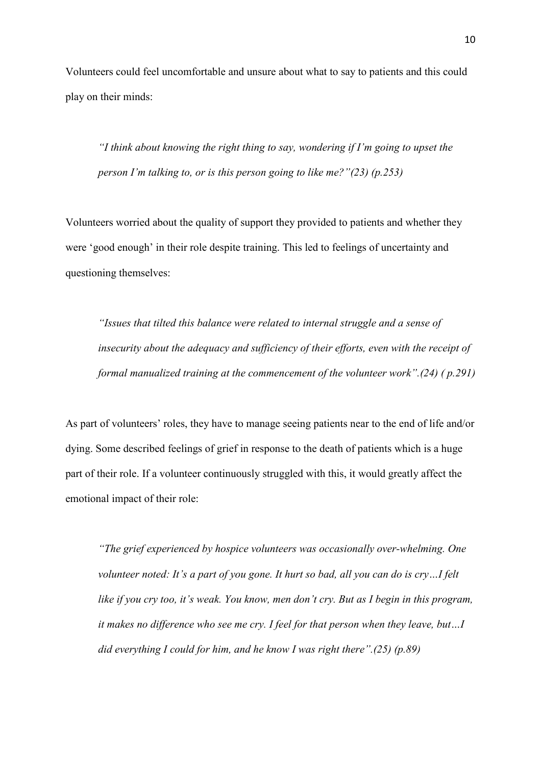Volunteers could feel uncomfortable and unsure about what to say to patients and this could play on their minds:

> *"I think about knowing the right thing to say, wondering if I'm going to upset the person I'm talking to, or is this person going to like me?"(23) (p.253)*

Volunteers worried about the quality of support they provided to patients and whether they were 'good enough' in their role despite training. This led to feelings of uncertainty and questioning themselves:

> *"Issues that tilted this balance were related to internal struggle and a sense of insecurity about the adequacy and sufficiency of their efforts, even with the receipt of formal manualized training at the commencement of the volunteer work".(24) ( p.291)*

As part of volunteers' roles, they have to manage seeing patients near to the end of life and/or dying. Some described feelings of grief in response to the death of patients which is a huge part of their role. If a volunteer continuously struggled with this, it would greatly affect the emotional impact of their role:

> *"The grief experienced by hospice volunteers was occasionally over-whelming. One volunteer noted: It's a part of you gone. It hurt so bad, all you can do is cry…I felt like if you cry too, it's weak. You know, men don't cry. But as I begin in this program, it makes no difference who see me cry. I feel for that person when they leave, but…I did everything I could for him, and he know I was right there".(25) (p.89)*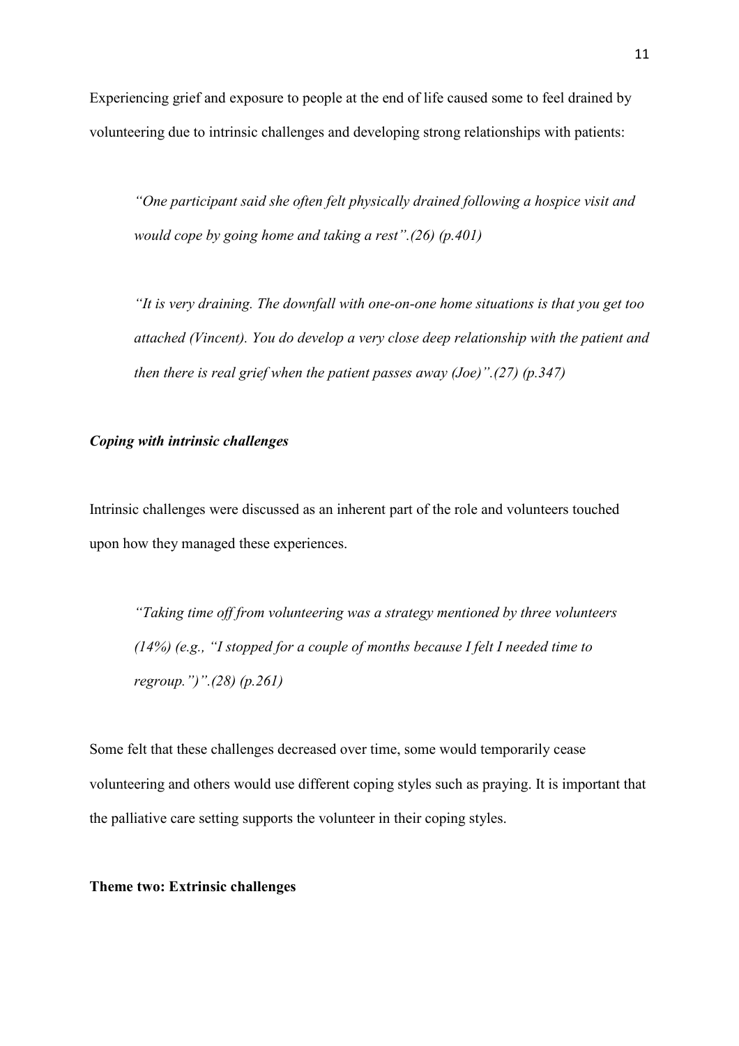Experiencing grief and exposure to people at the end of life caused some to feel drained by volunteering due to intrinsic challenges and developing strong relationships with patients:

> *"One participant said she often felt physically drained following a hospice visit and would cope by going home and taking a rest".(26) (p.401)*

> *"It is very draining. The downfall with one-on-one home situations is that you get too attached (Vincent). You do develop a very close deep relationship with the patient and then there is real grief when the patient passes away (Joe)".(27) (p.347)*

### *Coping with intrinsic challenges*

Intrinsic challenges were discussed as an inherent part of the role and volunteers touched upon how they managed these experiences.

> *"Taking time off from volunteering was a strategy mentioned by three volunteers (14%) (e.g., "I stopped for a couple of months because I felt I needed time to regroup.")".(28) (p.261)*

Some felt that these challenges decreased over time, some would temporarily cease volunteering and others would use different coping styles such as praying. It is important that the palliative care setting supports the volunteer in their coping styles.

## Theme two: Extrinsic challenges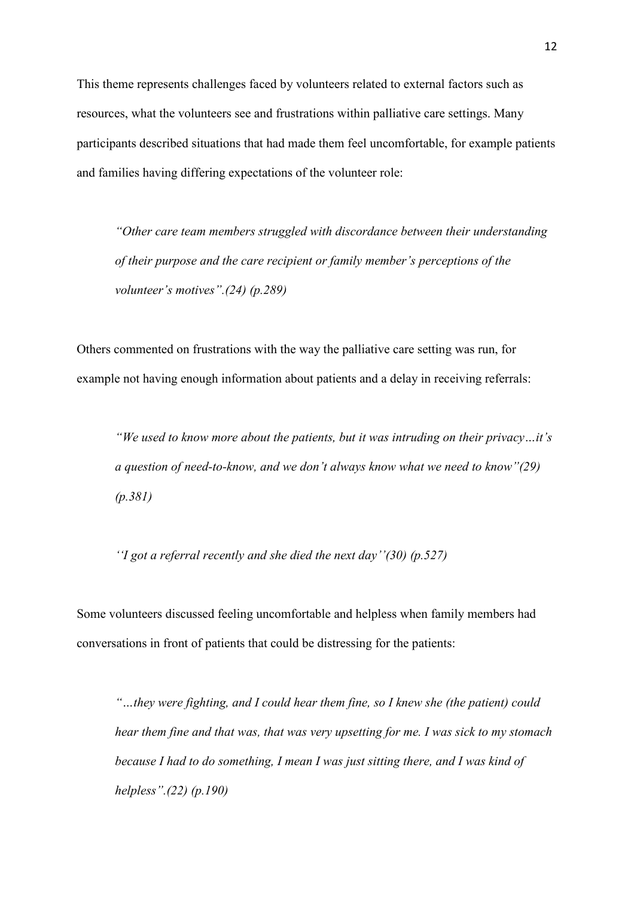This theme represents challenges faced by volunteers related to external factors such as resources, what the volunteers see and frustrations within palliative care settings. Many participants described situations that had made them feel uncomfortable, for example patients and families having differing expectations of the volunteer role:

> *"Other care team members struggled with discordance between their understanding of their purpose and the care recipient or family member's perceptions of the volunteer's motives".(24) (p.289)*

Others commented on frustrations with the way the palliative care setting was run, for example not having enough information about patients and a delay in receiving referrals:

> *"We used to know more about the patients, but it was intruding on their privacy…it's a question of need-to-know, and we don't always know what we need to know"(29) (p.381)*

> *''I got a referral recently and she died the next day''(30) (p.527)*

Some volunteers discussed feeling uncomfortable and helpless when family members had conversations in front of patients that could be distressing for the patients:

> *"…they were fighting, and I could hear them fine, so I knew she (the patient) could hear them fine and that was, that was very upsetting for me. I was sick to my stomach because I had to do something, I mean I was just sitting there, and I was kind of helpless".(22) (p.190)*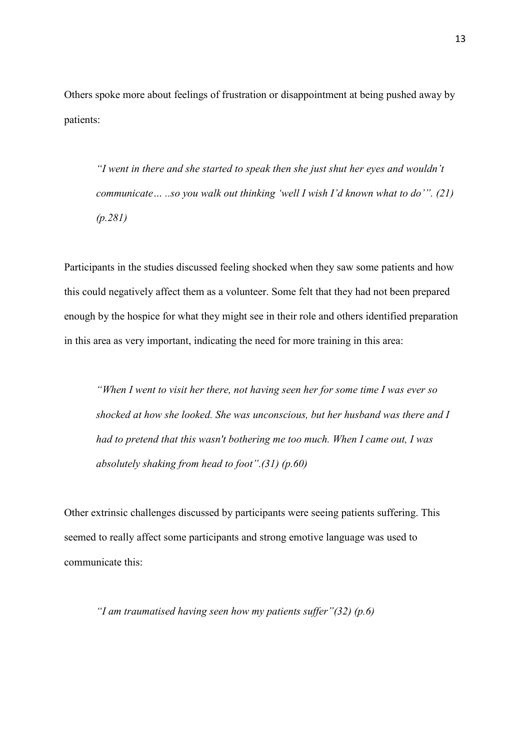Others spoke more about feelings of frustration or disappointment at being pushed away by patients:

> *"I went in there and she started to speak then she just shut her eyes and wouldn't communicate… ..so you walk out thinking 'well I wish I'd known what to do'". (21) (p.281)*

Participants in the studies discussed feeling shocked when they saw some patients and how this could negatively affect them as a volunteer. Some felt that they had not been prepared enough by the hospice for what they might see in their role and others identified preparation in this area as very important, indicating the need for more training in this area:

> *"When I went to visit her there, not having seen her for some time I was ever so shocked at how she looked. She was unconscious, but her husband was there and I had to pretend that this wasn't bothering me too much. When I came out, I was absolutely shaking from head to foot".(31) (p.60)*

Other extrinsic challenges discussed by participants were seeing patients suffering. This seemed to really affect some participants and strong emotive language was used to communicate this:

> *"I am traumatised having seen how my patients suffer"(32) (p.6)*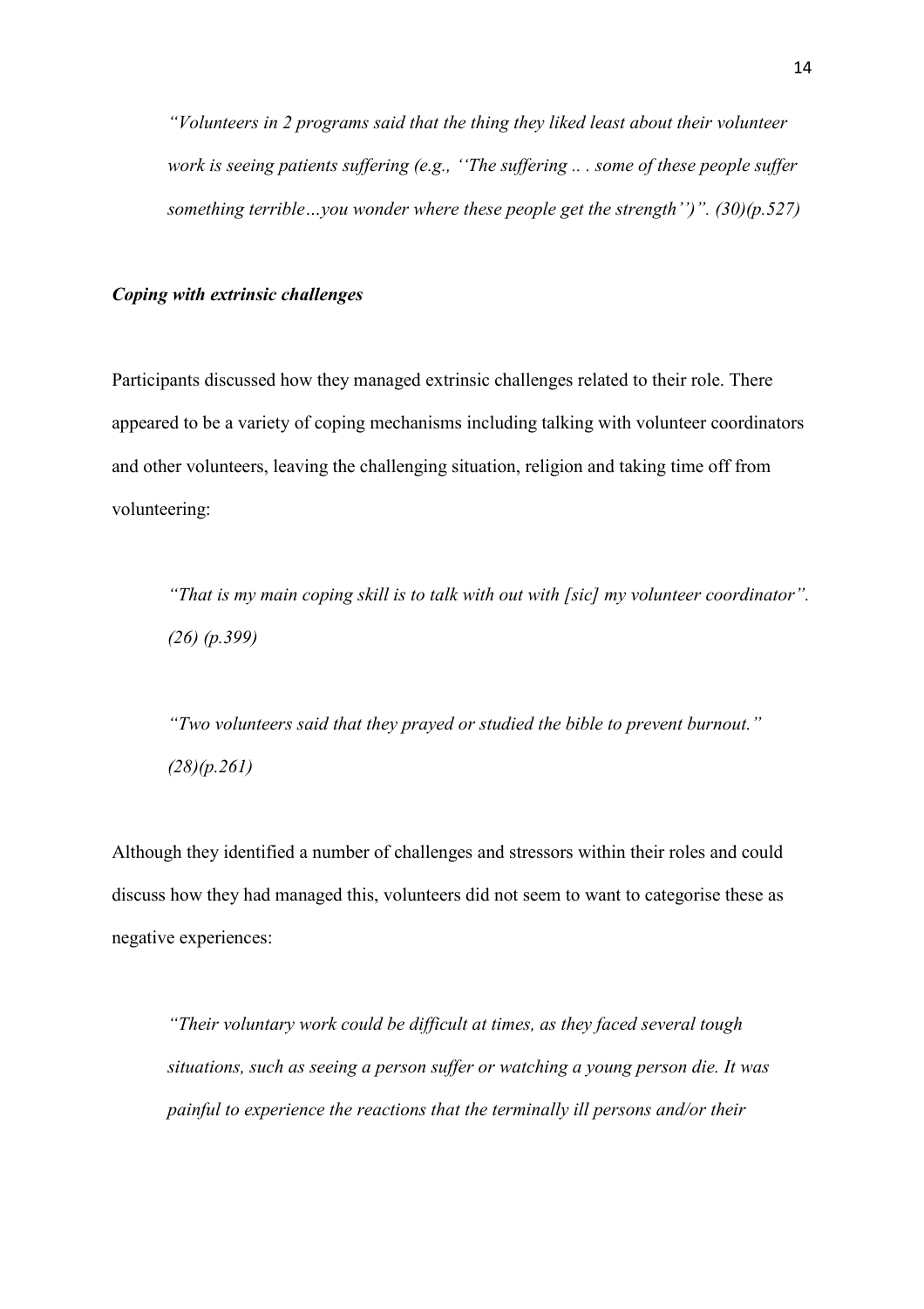*“Volunteers in 2 programs said that the thing they liked least about their volunteer work is seeing patients suffering (e.g., ‘‘The suffering .. . some of these people suffer something terrible…you wonder where these people get the strength’’)”. (30)(p.527)*

***Coping with extrinsic challenges***

Participants discussed how they managed extrinsic challenges related to their role. There appeared to be a variety of coping mechanisms including talking with volunteer coordinators and other volunteers, leaving the challenging situation, religion and taking time off from volunteering:

*“That is my main coping skill is to talk with out with [sic] my volunteer coordinator”. (26) (p.399)*

*“Two volunteers said that they prayed or studied the bible to prevent burnout.” (28)(p.261)*

Although they identified a number of challenges and stressors within their roles and could discuss how they had managed this, volunteers did not seem to want to categorise these as negative experiences:

*“Their voluntary work could be difficult at times, as they faced several tough situations, such as seeing a person suffer or watching a young person die. It was painful to experience the reactions that the terminally ill persons and/or their*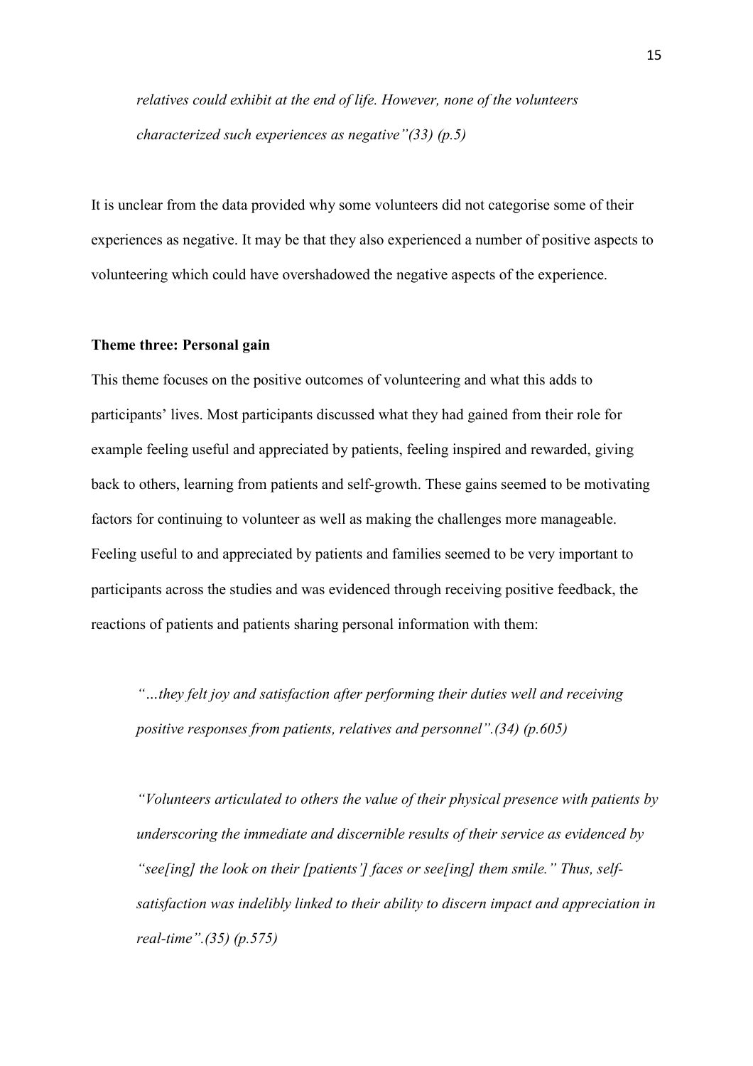*relatives could exhibit at the end of life. However, none of the volunteers characterized such experiences as negative"(33) (p.5)*

It is unclear from the data provided why some volunteers did not categorise some of their experiences as negative. It may be that they also experienced a number of positive aspects to volunteering which could have overshadowed the negative aspects of the experience.

**Theme three: Personal gain**

This theme focuses on the positive outcomes of volunteering and what this adds to participants' lives. Most participants discussed what they had gained from their role for example feeling useful and appreciated by patients, feeling inspired and rewarded, giving back to others, learning from patients and self-growth. These gains seemed to be motivating factors for continuing to volunteer as well as making the challenges more manageable. Feeling useful to and appreciated by patients and families seemed to be very important to participants across the studies and was evidenced through receiving positive feedback, the reactions of patients and patients sharing personal information with them:

*"…they felt joy and satisfaction after performing their duties well and receiving positive responses from patients, relatives and personnel".(34) (p.605)*

*"Volunteers articulated to others the value of their physical presence with patients by underscoring the immediate and discernible results of their service as evidenced by "see[ing] the look on their [patients'] faces or see[ing] them smile." Thus, self-satisfaction was indelibly linked to their ability to discern impact and appreciation in real-time".(35) (p.575)*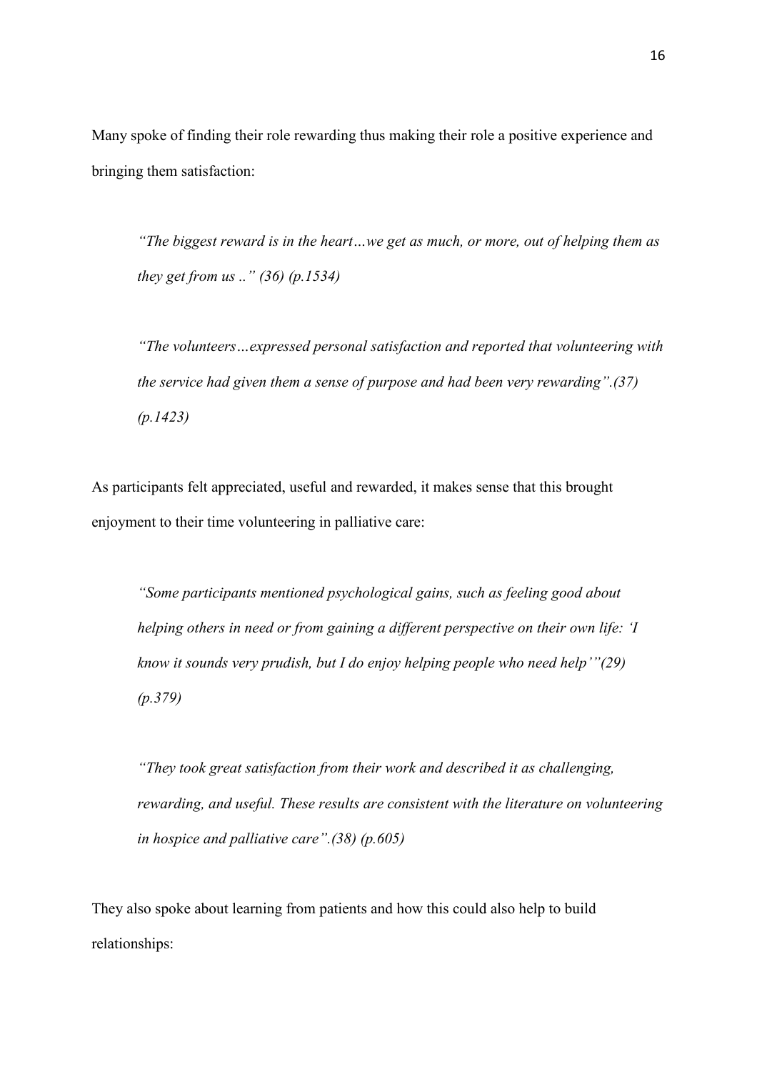Many spoke of finding their role rewarding thus making their role a positive experience and bringing them satisfaction:

> *"The biggest reward is in the heart…we get as much, or more, out of helping them as they get from us .." (36) (p.1534)*

> *"The volunteers…expressed personal satisfaction and reported that volunteering with the service had given them a sense of purpose and had been very rewarding".(37) (p.1423)*

As participants felt appreciated, useful and rewarded, it makes sense that this brought enjoyment to their time volunteering in palliative care:

> *"Some participants mentioned psychological gains, such as feeling good about helping others in need or from gaining a different perspective on their own life: 'I know it sounds very prudish, but I do enjoy helping people who need help'"(29) (p.379)*

> *"They took great satisfaction from their work and described it as challenging, rewarding, and useful. These results are consistent with the literature on volunteering in hospice and palliative care".(38) (p.605)*

They also spoke about learning from patients and how this could also help to build relationships: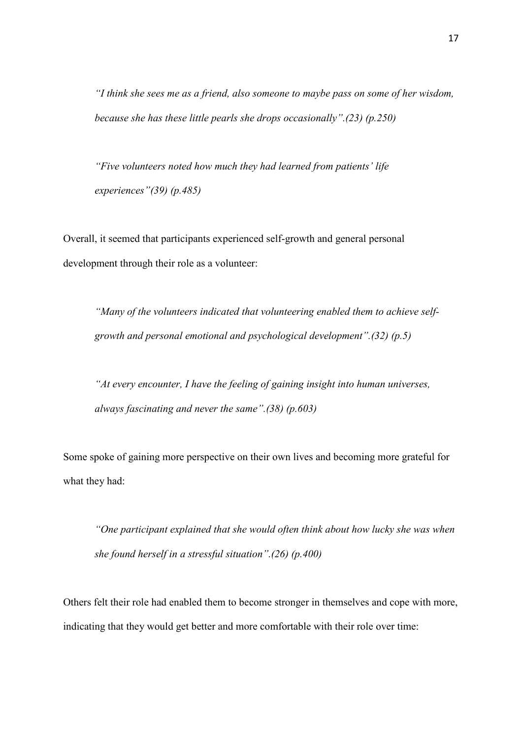*"I think she sees me as a friend, also someone to maybe pass on some of her wisdom, because she has these little pearls she drops occasionally".(23) (p.250)*

*"Five volunteers noted how much they had learned from patients' life experiences"(39) (p.485)*

Overall, it seemed that participants experienced self-growth and general personal development through their role as a volunteer:

*"Many of the volunteers indicated that volunteering enabled them to achieve self-growth and personal emotional and psychological development".(32) (p.5)*

*"At every encounter, I have the feeling of gaining insight into human universes, always fascinating and never the same".(38) (p.603)*

Some spoke of gaining more perspective on their own lives and becoming more grateful for what they had:

*"One participant explained that she would often think about how lucky she was when she found herself in a stressful situation".(26) (p.400)*

Others felt their role had enabled them to become stronger in themselves and cope with more, indicating that they would get better and more comfortable with their role over time: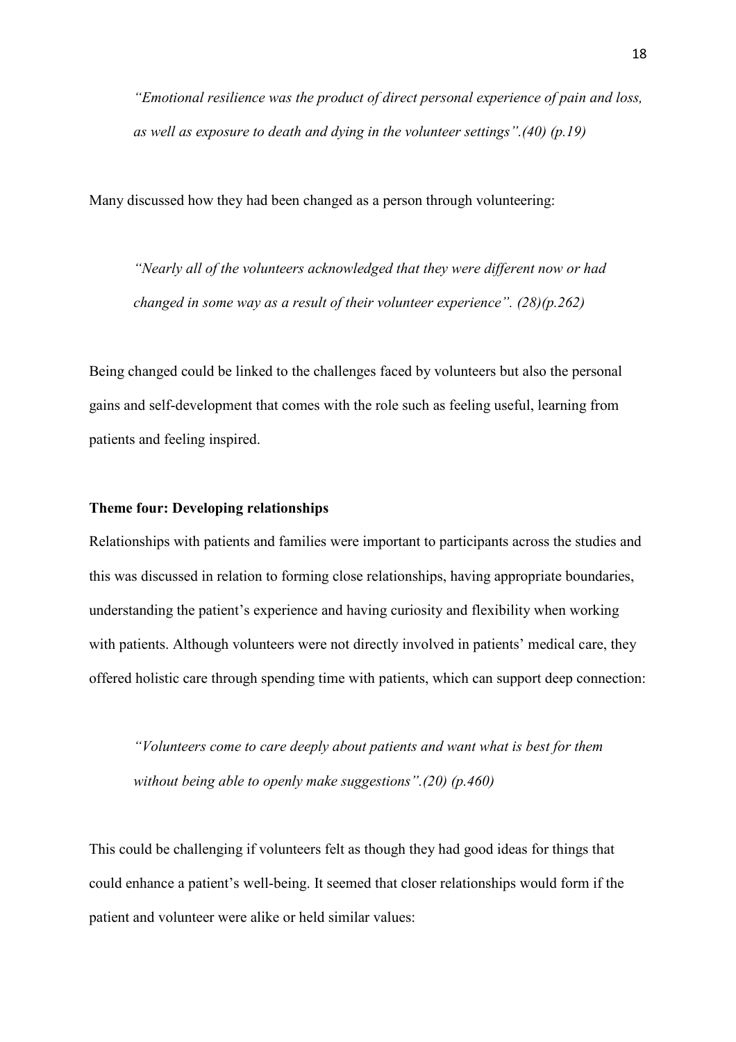*"Emotional resilience was the product of direct personal experience of pain and loss, as well as exposure to death and dying in the volunteer settings".(40) (p.19)*

Many discussed how they had been changed as a person through volunteering:

*"Nearly all of the volunteers acknowledged that they were different now or had changed in some way as a result of their volunteer experience". (28)(p.262)*

Being changed could be linked to the challenges faced by volunteers but also the personal gains and self-development that comes with the role such as feeling useful, learning from patients and feeling inspired.

**Theme four: Developing relationships**

Relationships with patients and families were important to participants across the studies and this was discussed in relation to forming close relationships, having appropriate boundaries, understanding the patient's experience and having curiosity and flexibility when working with patients. Although volunteers were not directly involved in patients' medical care, they offered holistic care through spending time with patients, which can support deep connection:

*"Volunteers come to care deeply about patients and want what is best for them without being able to openly make suggestions".(20) (p.460)*

This could be challenging if volunteers felt as though they had good ideas for things that could enhance a patient's well-being. It seemed that closer relationships would form if the patient and volunteer were alike or held similar values: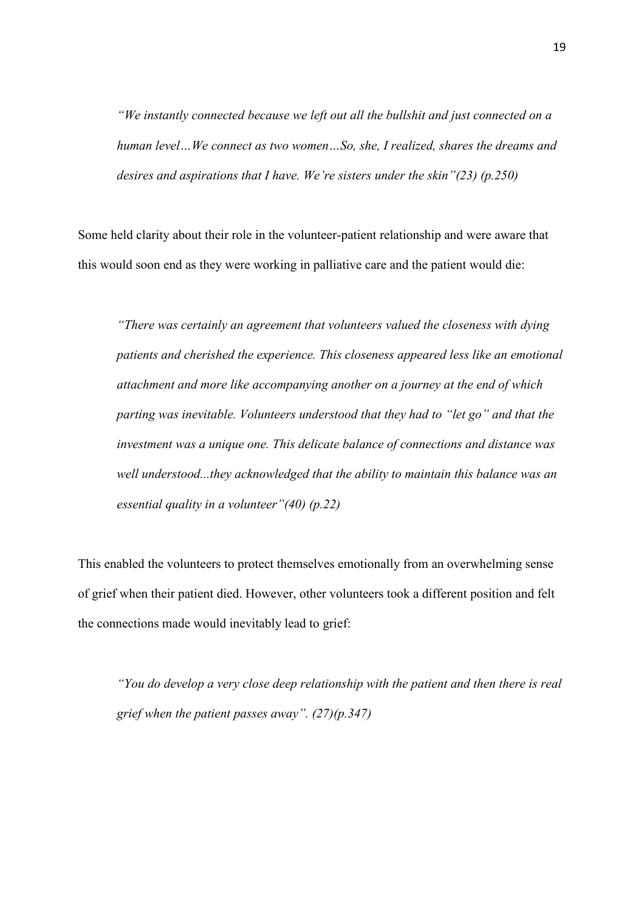> *"We instantly connected because we left out all the bullshit and just connected on a human level…We connect as two women…So, she, I realized, shares the dreams and desires and aspirations that I have. We're sisters under the skin"(23) (p.250)*

Some held clarity about their role in the volunteer-patient relationship and were aware that this would soon end as they were working in palliative care and the patient would die:

> *"There was certainly an agreement that volunteers valued the closeness with dying patients and cherished the experience. This closeness appeared less like an emotional attachment and more like accompanying another on a journey at the end of which parting was inevitable. Volunteers understood that they had to "let go" and that the investment was a unique one. This delicate balance of connections and distance was well understood...they acknowledged that the ability to maintain this balance was an essential quality in a volunteer"(40) (p.22)*

This enabled the volunteers to protect themselves emotionally from an overwhelming sense of grief when their patient died. However, other volunteers took a different position and felt the connections made would inevitably lead to grief:

> *"You do develop a very close deep relationship with the patient and then there is real grief when the patient passes away". (27)(p.347)*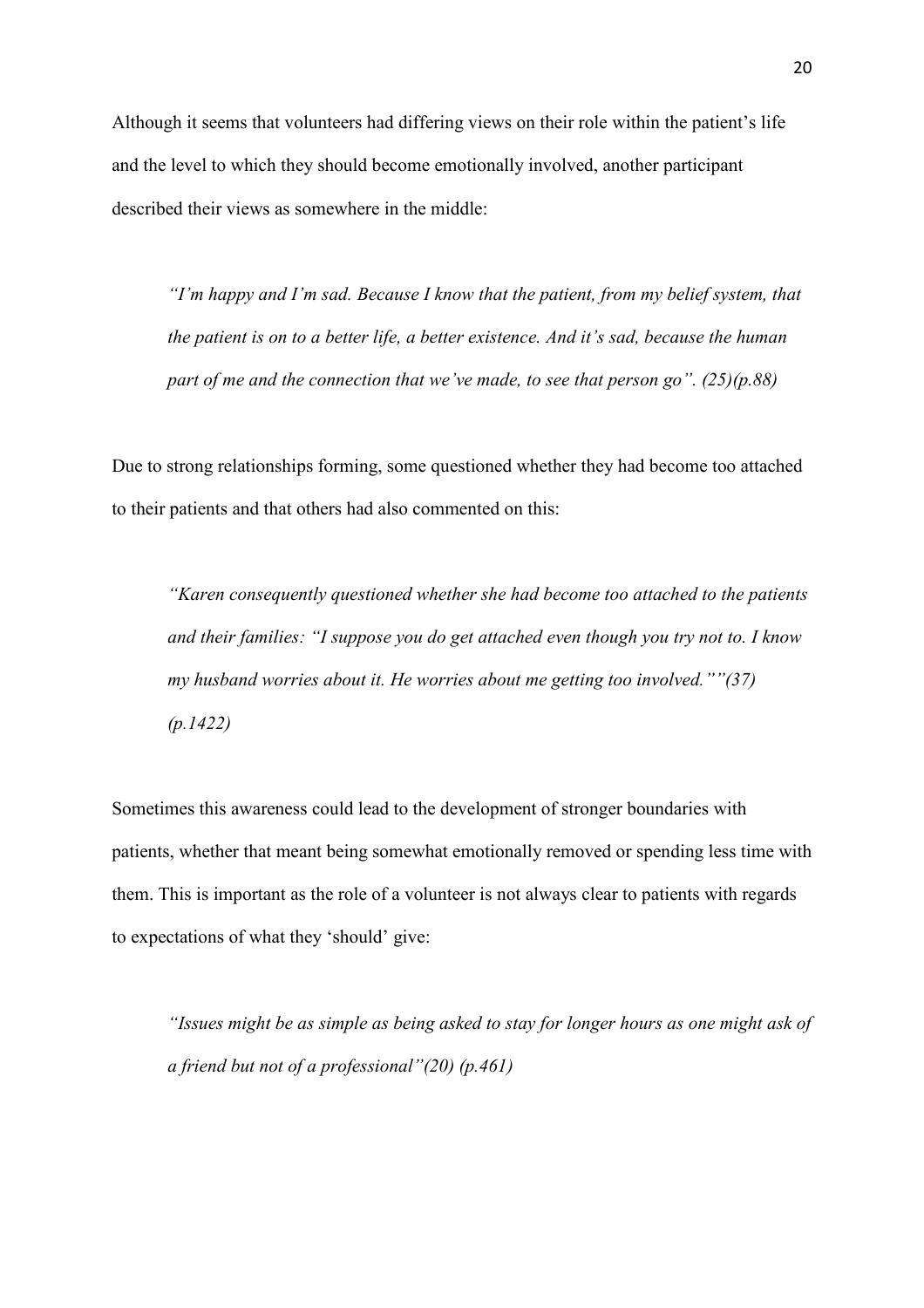Although it seems that volunteers had differing views on their role within the patient's life and the level to which they should become emotionally involved, another participant described their views as somewhere in the middle:

> *"I'm happy and I'm sad. Because I know that the patient, from my belief system, that the patient is on to a better life, a better existence. And it's sad, because the human part of me and the connection that we've made, to see that person go". (25)(p.88)*

Due to strong relationships forming, some questioned whether they had become too attached to their patients and that others had also commented on this:

> *"Karen consequently questioned whether she had become too attached to the patients and their families: "I suppose you do get attached even though you try not to. I know my husband worries about it. He worries about me getting too involved.""(37) (p.1422)*

Sometimes this awareness could lead to the development of stronger boundaries with patients, whether that meant being somewhat emotionally removed or spending less time with them. This is important as the role of a volunteer is not always clear to patients with regards to expectations of what they 'should' give:

> *"Issues might be as simple as being asked to stay for longer hours as one might ask of a friend but not of a professional"(20) (p.461)*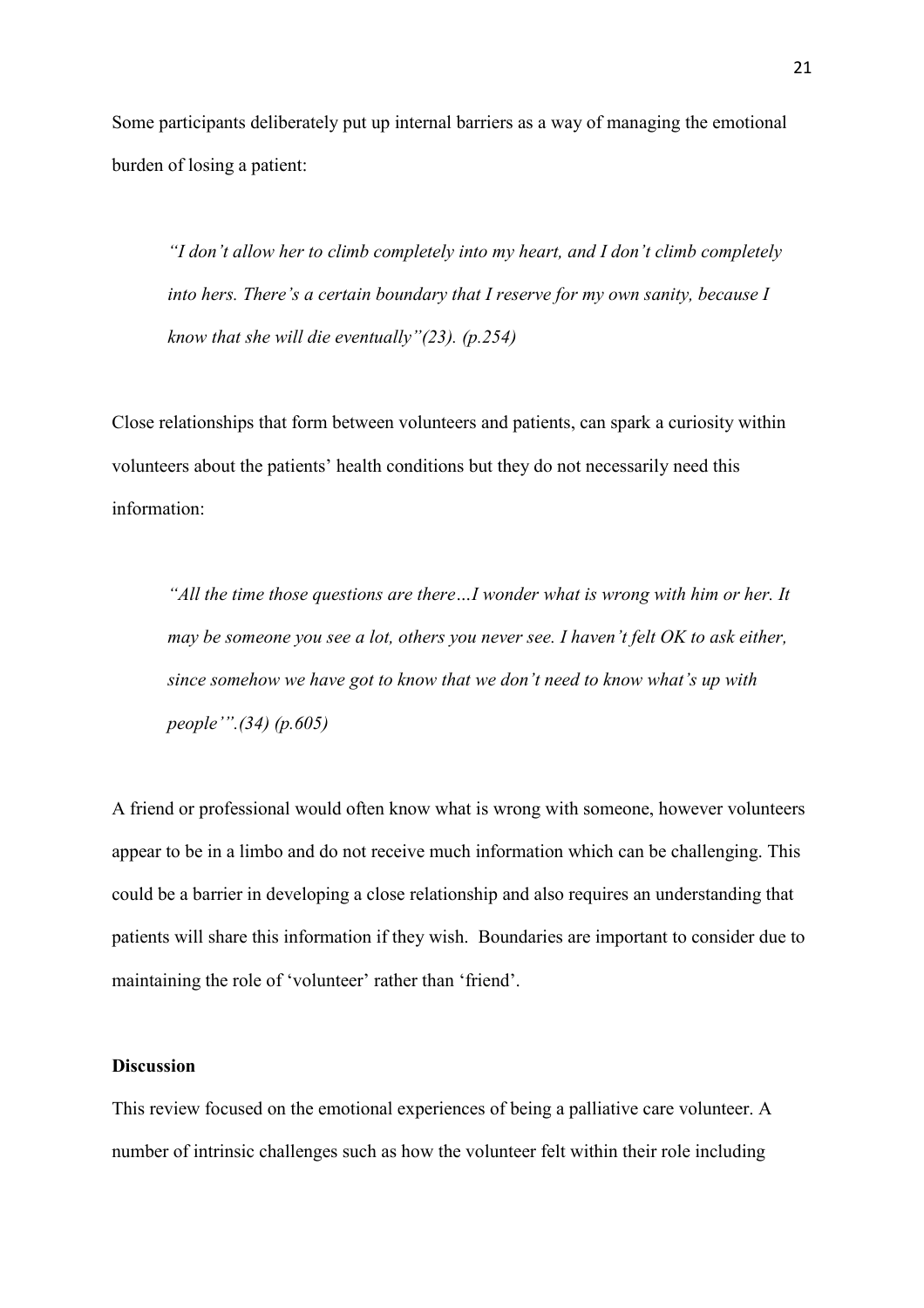Some participants deliberately put up internal barriers as a way of managing the emotional burden of losing a patient:

> *"I don't allow her to climb completely into my heart, and I don't climb completely into hers. There's a certain boundary that I reserve for my own sanity, because I know that she will die eventually"(23). (p.254)*

Close relationships that form between volunteers and patients, can spark a curiosity within volunteers about the patients' health conditions but they do not necessarily need this information:

> *"All the time those questions are there…I wonder what is wrong with him or her. It may be someone you see a lot, others you never see. I haven't felt OK to ask either, since somehow we have got to know that we don't need to know what's up with people'".(34) (p.605)*

A friend or professional would often know what is wrong with someone, however volunteers appear to be in a limbo and do not receive much information which can be challenging. This could be a barrier in developing a close relationship and also requires an understanding that patients will share this information if they wish. Boundaries are important to consider due to maintaining the role of 'volunteer' rather than 'friend'.

## Discussion

This review focused on the emotional experiences of being a palliative care volunteer. A number of intrinsic challenges such as how the volunteer felt within their role including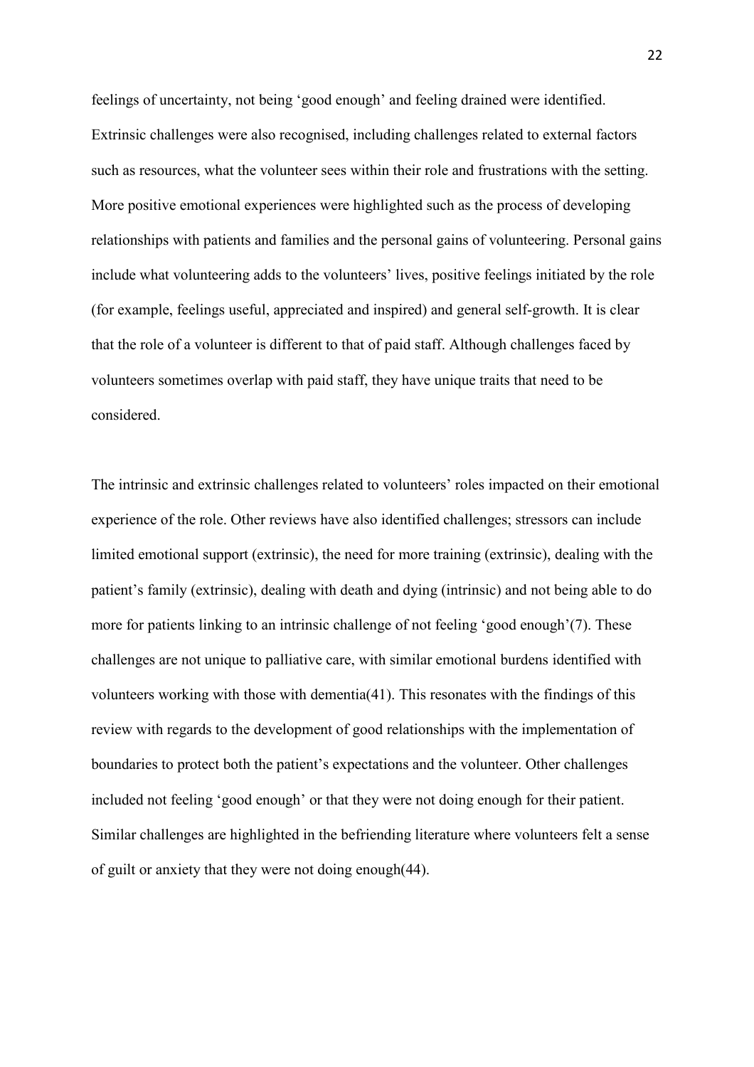feelings of uncertainty, not being 'good enough' and feeling drained were identified. Extrinsic challenges were also recognised, including challenges related to external factors such as resources, what the volunteer sees within their role and frustrations with the setting. More positive emotional experiences were highlighted such as the process of developing relationships with patients and families and the personal gains of volunteering. Personal gains include what volunteering adds to the volunteers' lives, positive feelings initiated by the role (for example, feelings useful, appreciated and inspired) and general self-growth. It is clear that the role of a volunteer is different to that of paid staff. Although challenges faced by volunteers sometimes overlap with paid staff, they have unique traits that need to be considered.

The intrinsic and extrinsic challenges related to volunteers' roles impacted on their emotional experience of the role. Other reviews have also identified challenges; stressors can include limited emotional support (extrinsic), the need for more training (extrinsic), dealing with the patient's family (extrinsic), dealing with death and dying (intrinsic) and not being able to do more for patients linking to an intrinsic challenge of not feeling 'good enough'(7). These challenges are not unique to palliative care, with similar emotional burdens identified with volunteers working with those with dementia(41). This resonates with the findings of this review with regards to the development of good relationships with the implementation of boundaries to protect both the patient's expectations and the volunteer. Other challenges included not feeling 'good enough' or that they were not doing enough for their patient. Similar challenges are highlighted in the befriending literature where volunteers felt a sense of guilt or anxiety that they were not doing enough(44).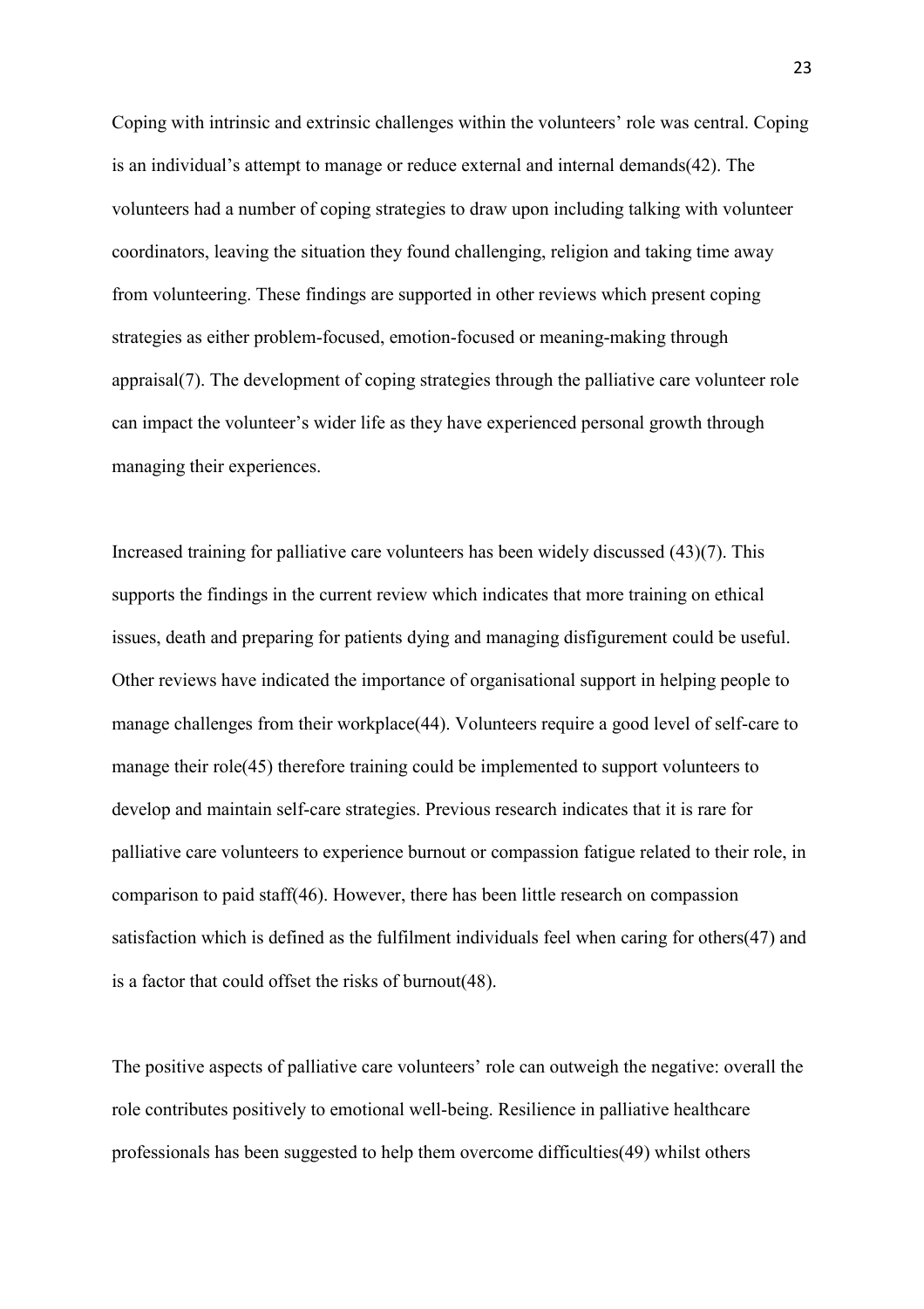Coping with intrinsic and extrinsic challenges within the volunteers' role was central. Coping is an individual's attempt to manage or reduce external and internal demands(42). The volunteers had a number of coping strategies to draw upon including talking with volunteer coordinators, leaving the situation they found challenging, religion and taking time away from volunteering. These findings are supported in other reviews which present coping strategies as either problem-focused, emotion-focused or meaning-making through appraisal(7). The development of coping strategies through the palliative care volunteer role can impact the volunteer's wider life as they have experienced personal growth through managing their experiences.

Increased training for palliative care volunteers has been widely discussed (43)(7). This supports the findings in the current review which indicates that more training on ethical issues, death and preparing for patients dying and managing disfigurement could be useful. Other reviews have indicated the importance of organisational support in helping people to manage challenges from their workplace(44). Volunteers require a good level of self-care to manage their role(45) therefore training could be implemented to support volunteers to develop and maintain self-care strategies. Previous research indicates that it is rare for palliative care volunteers to experience burnout or compassion fatigue related to their role, in comparison to paid staff(46). However, there has been little research on compassion satisfaction which is defined as the fulfilment individuals feel when caring for others(47) and is a factor that could offset the risks of burnout(48).

The positive aspects of palliative care volunteers' role can outweigh the negative: overall the role contributes positively to emotional well-being. Resilience in palliative healthcare professionals has been suggested to help them overcome difficulties(49) whilst others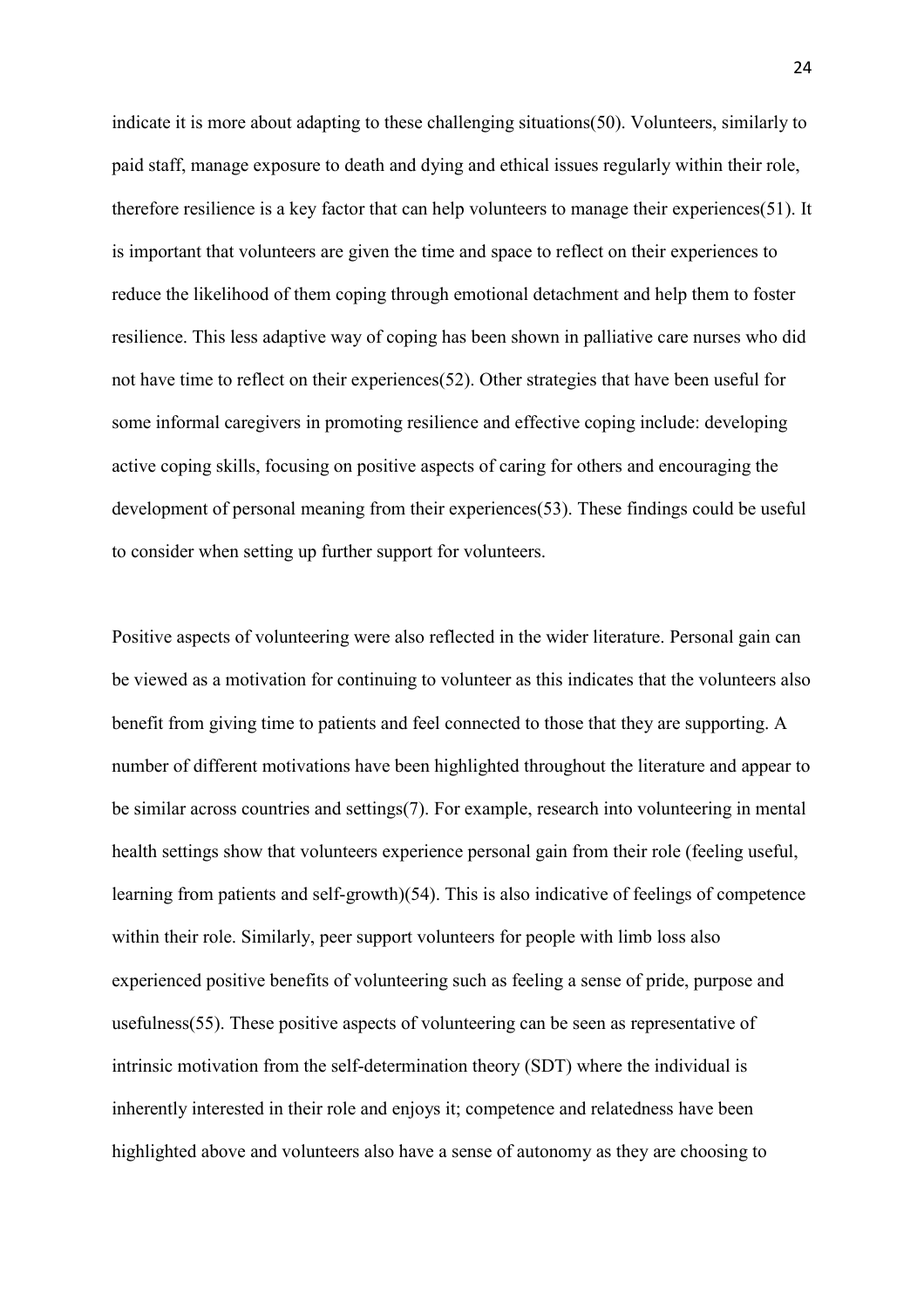indicate it is more about adapting to these challenging situations(50). Volunteers, similarly to paid staff, manage exposure to death and dying and ethical issues regularly within their role, therefore resilience is a key factor that can help volunteers to manage their experiences(51). It is important that volunteers are given the time and space to reflect on their experiences to reduce the likelihood of them coping through emotional detachment and help them to foster resilience. This less adaptive way of coping has been shown in palliative care nurses who did not have time to reflect on their experiences(52). Other strategies that have been useful for some informal caregivers in promoting resilience and effective coping include: developing active coping skills, focusing on positive aspects of caring for others and encouraging the development of personal meaning from their experiences(53). These findings could be useful to consider when setting up further support for volunteers.

Positive aspects of volunteering were also reflected in the wider literature. Personal gain can be viewed as a motivation for continuing to volunteer as this indicates that the volunteers also benefit from giving time to patients and feel connected to those that they are supporting. A number of different motivations have been highlighted throughout the literature and appear to be similar across countries and settings(7). For example, research into volunteering in mental health settings show that volunteers experience personal gain from their role (feeling useful, learning from patients and self-growth)(54). This is also indicative of feelings of competence within their role. Similarly, peer support volunteers for people with limb loss also experienced positive benefits of volunteering such as feeling a sense of pride, purpose and usefulness(55). These positive aspects of volunteering can be seen as representative of intrinsic motivation from the self-determination theory (SDT) where the individual is inherently interested in their role and enjoys it; competence and relatedness have been highlighted above and volunteers also have a sense of autonomy as they are choosing to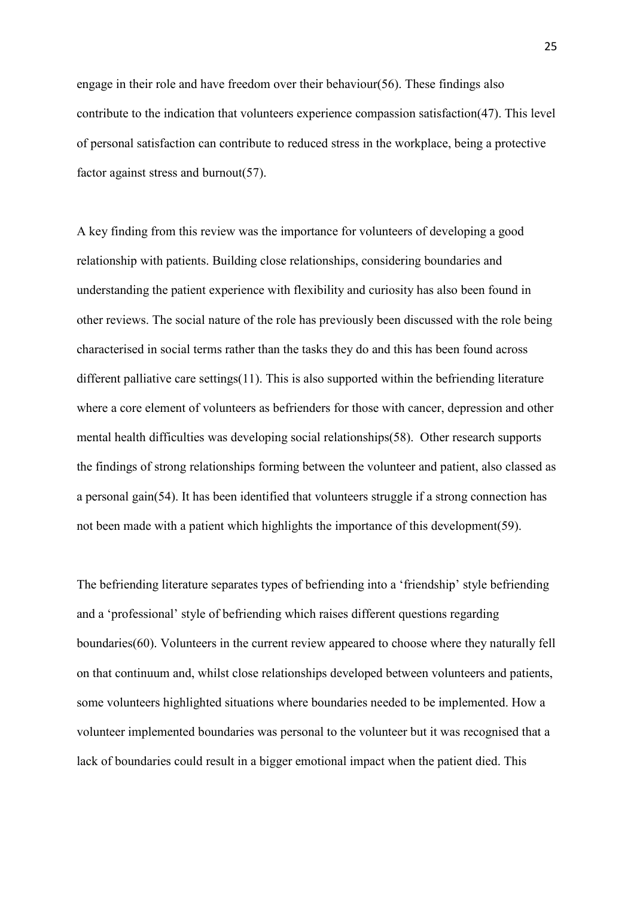engage in their role and have freedom over their behaviour(56). These findings also contribute to the indication that volunteers experience compassion satisfaction(47). This level of personal satisfaction can contribute to reduced stress in the workplace, being a protective factor against stress and burnout(57).

A key finding from this review was the importance for volunteers of developing a good relationship with patients. Building close relationships, considering boundaries and understanding the patient experience with flexibility and curiosity has also been found in other reviews. The social nature of the role has previously been discussed with the role being characterised in social terms rather than the tasks they do and this has been found across different palliative care settings(11). This is also supported within the befriending literature where a core element of volunteers as befrienders for those with cancer, depression and other mental health difficulties was developing social relationships(58). Other research supports the findings of strong relationships forming between the volunteer and patient, also classed as a personal gain(54). It has been identified that volunteers struggle if a strong connection has not been made with a patient which highlights the importance of this development(59).

The befriending literature separates types of befriending into a 'friendship' style befriending and a 'professional' style of befriending which raises different questions regarding boundaries(60). Volunteers in the current review appeared to choose where they naturally fell on that continuum and, whilst close relationships developed between volunteers and patients, some volunteers highlighted situations where boundaries needed to be implemented. How a volunteer implemented boundaries was personal to the volunteer but it was recognised that a lack of boundaries could result in a bigger emotional impact when the patient died. This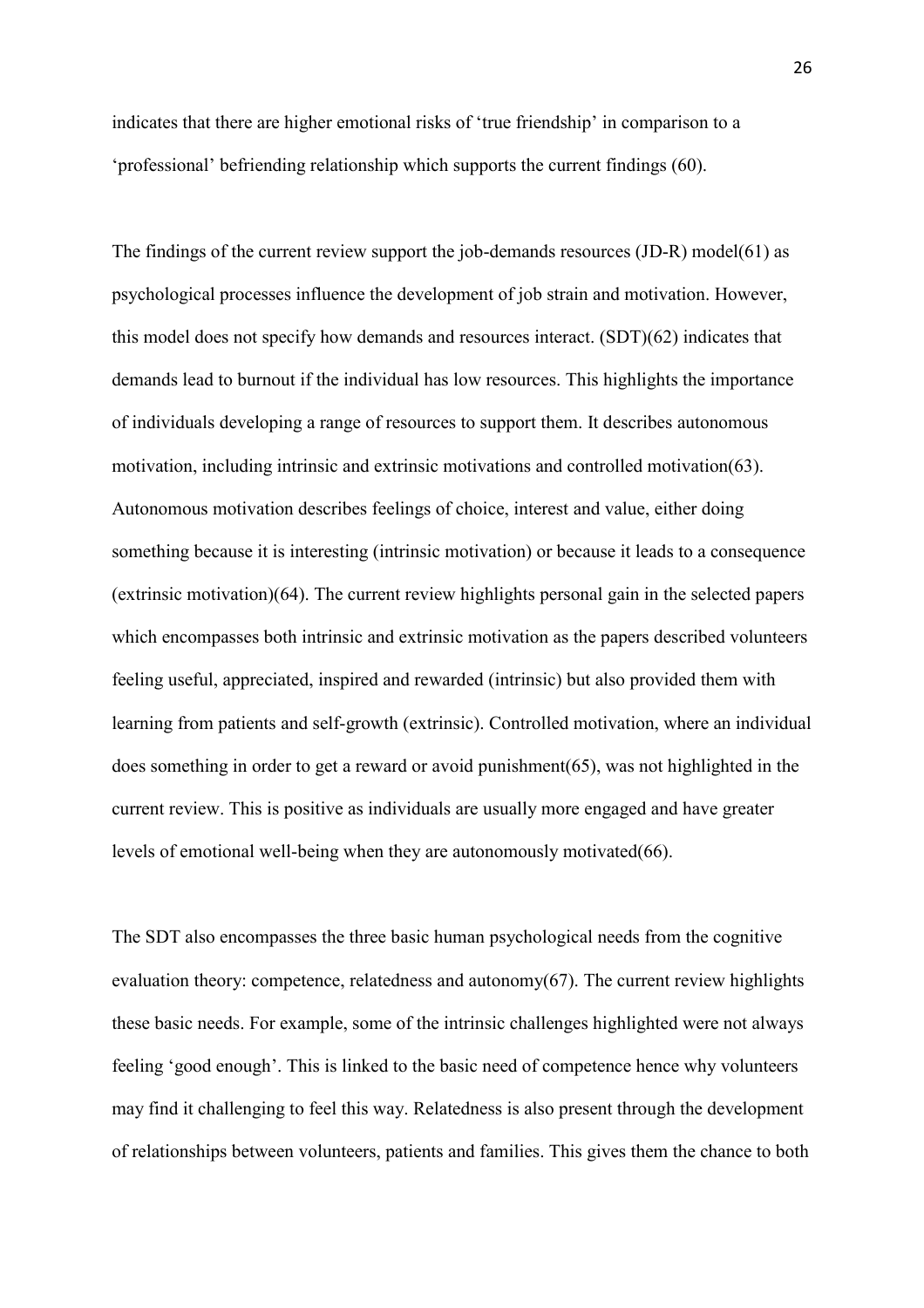indicates that there are higher emotional risks of 'true friendship' in comparison to a 'professional' befriending relationship which supports the current findings (60).

The findings of the current review support the job-demands resources (JD-R) model(61) as psychological processes influence the development of job strain and motivation. However, this model does not specify how demands and resources interact. (SDT)(62) indicates that demands lead to burnout if the individual has low resources. This highlights the importance of individuals developing a range of resources to support them. It describes autonomous motivation, including intrinsic and extrinsic motivations and controlled motivation(63). Autonomous motivation describes feelings of choice, interest and value, either doing something because it is interesting (intrinsic motivation) or because it leads to a consequence (extrinsic motivation)(64). The current review highlights personal gain in the selected papers which encompasses both intrinsic and extrinsic motivation as the papers described volunteers feeling useful, appreciated, inspired and rewarded (intrinsic) but also provided them with learning from patients and self-growth (extrinsic). Controlled motivation, where an individual does something in order to get a reward or avoid punishment(65), was not highlighted in the current review. This is positive as individuals are usually more engaged and have greater levels of emotional well-being when they are autonomously motivated(66).

The SDT also encompasses the three basic human psychological needs from the cognitive evaluation theory: competence, relatedness and autonomy(67). The current review highlights these basic needs. For example, some of the intrinsic challenges highlighted were not always feeling 'good enough'. This is linked to the basic need of competence hence why volunteers may find it challenging to feel this way. Relatedness is also present through the development of relationships between volunteers, patients and families. This gives them the chance to both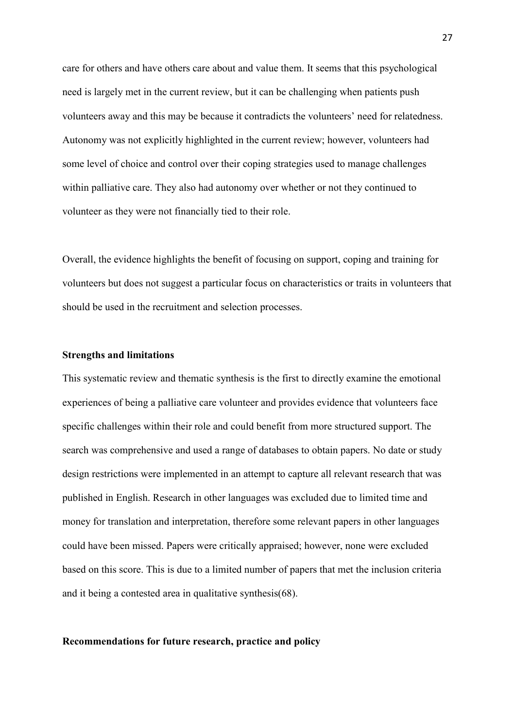care for others and have others care about and value them. It seems that this psychological need is largely met in the current review, but it can be challenging when patients push volunteers away and this may be because it contradicts the volunteers' need for relatedness. Autonomy was not explicitly highlighted in the current review; however, volunteers had some level of choice and control over their coping strategies used to manage challenges within palliative care. They also had autonomy over whether or not they continued to volunteer as they were not financially tied to their role.

Overall, the evidence highlights the benefit of focusing on support, coping and training for volunteers but does not suggest a particular focus on characteristics or traits in volunteers that should be used in the recruitment and selection processes.

**Strengths and limitations**

This systematic review and thematic synthesis is the first to directly examine the emotional experiences of being a palliative care volunteer and provides evidence that volunteers face specific challenges within their role and could benefit from more structured support. The search was comprehensive and used a range of databases to obtain papers. No date or study design restrictions were implemented in an attempt to capture all relevant research that was published in English. Research in other languages was excluded due to limited time and money for translation and interpretation, therefore some relevant papers in other languages could have been missed. Papers were critically appraised; however, none were excluded based on this score. This is due to a limited number of papers that met the inclusion criteria and it being a contested area in qualitative synthesis(68).

**Recommendations for future research, practice and policy**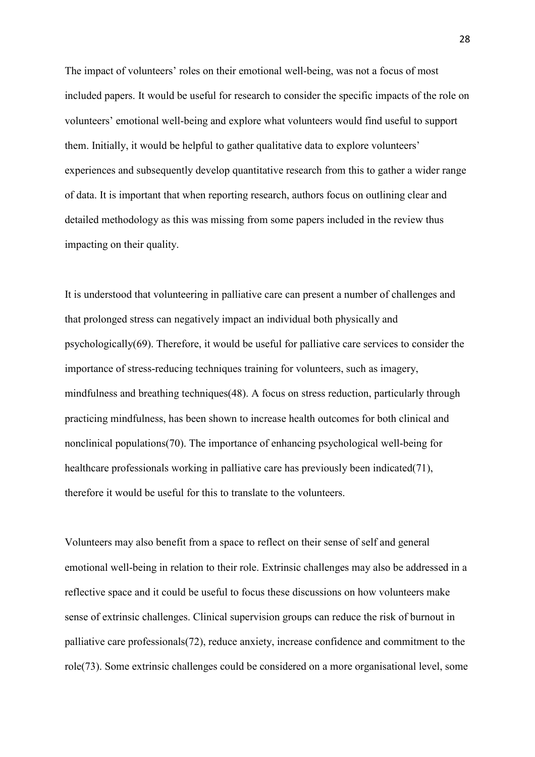The impact of volunteers' roles on their emotional well-being, was not a focus of most included papers. It would be useful for research to consider the specific impacts of the role on volunteers' emotional well-being and explore what volunteers would find useful to support them. Initially, it would be helpful to gather qualitative data to explore volunteers' experiences and subsequently develop quantitative research from this to gather a wider range of data. It is important that when reporting research, authors focus on outlining clear and detailed methodology as this was missing from some papers included in the review thus impacting on their quality.

It is understood that volunteering in palliative care can present a number of challenges and that prolonged stress can negatively impact an individual both physically and psychologically(69). Therefore, it would be useful for palliative care services to consider the importance of stress-reducing techniques training for volunteers, such as imagery, mindfulness and breathing techniques(48). A focus on stress reduction, particularly through practicing mindfulness, has been shown to increase health outcomes for both clinical and nonclinical populations(70). The importance of enhancing psychological well-being for healthcare professionals working in palliative care has previously been indicated(71), therefore it would be useful for this to translate to the volunteers.

Volunteers may also benefit from a space to reflect on their sense of self and general emotional well-being in relation to their role. Extrinsic challenges may also be addressed in a reflective space and it could be useful to focus these discussions on how volunteers make sense of extrinsic challenges. Clinical supervision groups can reduce the risk of burnout in palliative care professionals(72), reduce anxiety, increase confidence and commitment to the role(73). Some extrinsic challenges could be considered on a more organisational level, some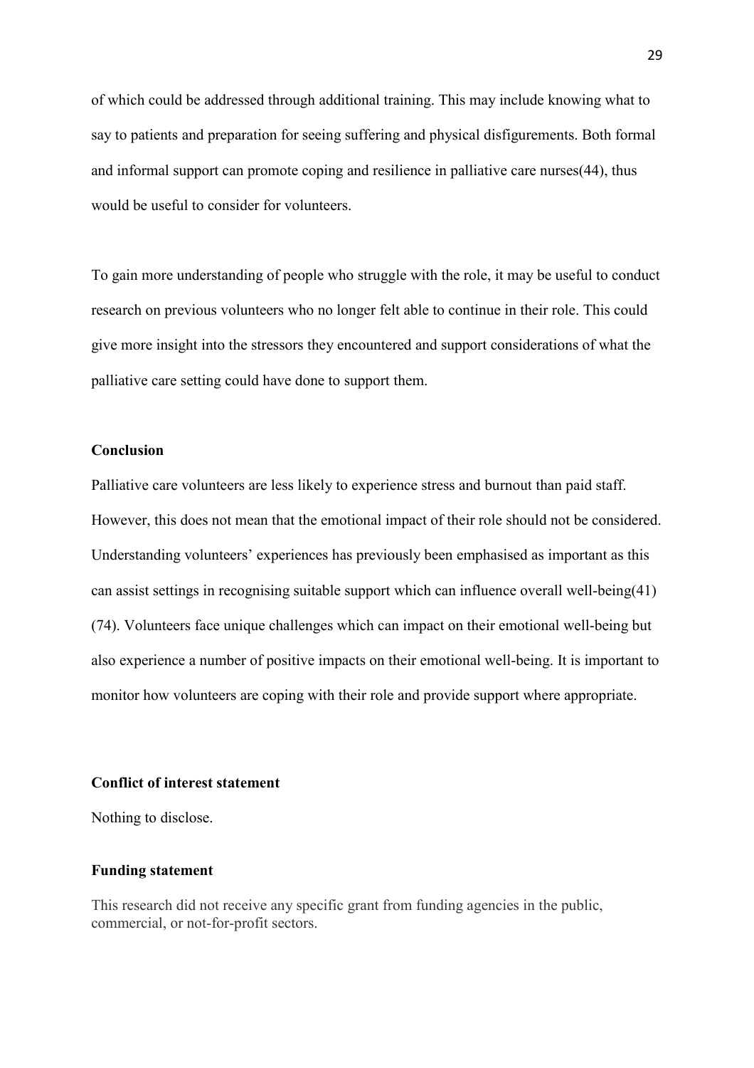of which could be addressed through additional training. This may include knowing what to say to patients and preparation for seeing suffering and physical disfigurements. Both formal and informal support can promote coping and resilience in palliative care nurses(44), thus would be useful to consider for volunteers.

To gain more understanding of people who struggle with the role, it may be useful to conduct research on previous volunteers who no longer felt able to continue in their role. This could give more insight into the stressors they encountered and support considerations of what the palliative care setting could have done to support them.

## Conclusion

Palliative care volunteers are less likely to experience stress and burnout than paid staff. However, this does not mean that the emotional impact of their role should not be considered. Understanding volunteers' experiences has previously been emphasised as important as this can assist settings in recognising suitable support which can influence overall well-being(41)(74). Volunteers face unique challenges which can impact on their emotional well-being but also experience a number of positive impacts on their emotional well-being. It is important to monitor how volunteers are coping with their role and provide support where appropriate.

## Conflict of interest statement

Nothing to disclose.

## Funding statement

This research did not receive any specific grant from funding agencies in the public, commercial, or not-for-profit sectors.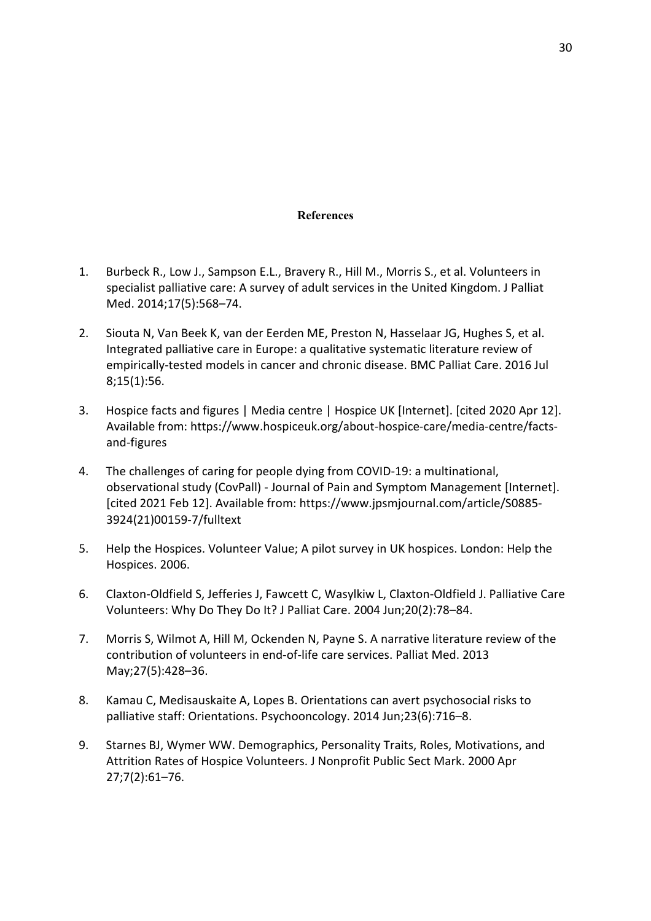## References

1. Burbeck R., Low J., Sampson E.L., Bravery R., Hill M., Morris S., et al. Volunteers in specialist palliative care: A survey of adult services in the United Kingdom. J Palliat Med. 2014;17(5):568–74.

2. Siouta N, Van Beek K, van der Eerden ME, Preston N, Hasselaar JG, Hughes S, et al. Integrated palliative care in Europe: a qualitative systematic literature review of empirically-tested models in cancer and chronic disease. BMC Palliat Care. 2016 Jul 8;15(1):56.

3. Hospice facts and figures | Media centre | Hospice UK [Internet]. [cited 2020 Apr 12]. Available from: https://www.hospiceuk.org/about-hospice-care/media-centre/facts-and-figures

4. The challenges of caring for people dying from COVID-19: a multinational, observational study (CovPall) - Journal of Pain and Symptom Management [Internet]. [cited 2021 Feb 12]. Available from: https://www.jpsmjournal.com/article/S0885-3924(21)00159-7/fulltext

5. Help the Hospices. Volunteer Value; A pilot survey in UK hospices. London: Help the Hospices. 2006.

6. Claxton-Oldfield S, Jefferies J, Fawcett C, Wasylkiw L, Claxton-Oldfield J. Palliative Care Volunteers: Why Do They Do It? J Palliat Care. 2004 Jun;20(2):78–84.

7. Morris S, Wilmot A, Hill M, Ockenden N, Payne S. A narrative literature review of the contribution of volunteers in end-of-life care services. Palliat Med. 2013 May;27(5):428–36.

8. Kamau C, Medisauskaite A, Lopes B. Orientations can avert psychosocial risks to palliative staff: Orientations. Psychooncology. 2014 Jun;23(6):716–8.

9. Starnes BJ, Wymer WW. Demographics, Personality Traits, Roles, Motivations, and Attrition Rates of Hospice Volunteers. J Nonprofit Public Sect Mark. 2000 Apr 27;7(2):61–76.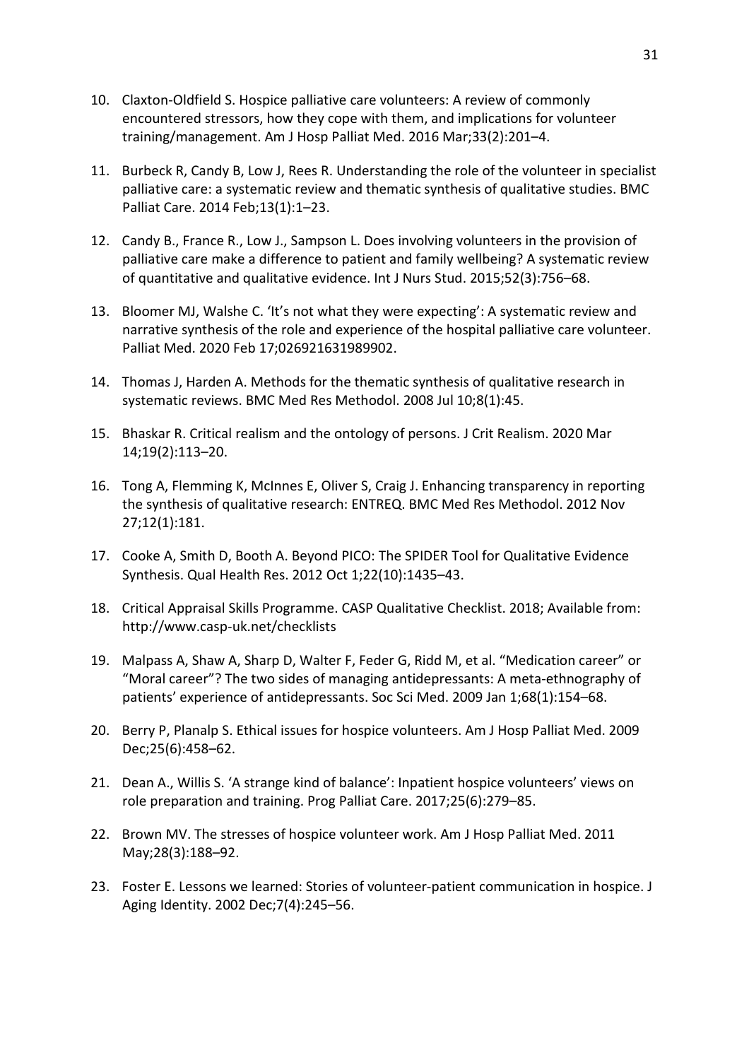10. Claxton-Oldfield S. Hospice palliative care volunteers: A review of commonly encountered stressors, how they cope with them, and implications for volunteer training/management. Am J Hosp Palliat Med. 2016 Mar;33(2):201–4.
11. Burbeck R, Candy B, Low J, Rees R. Understanding the role of the volunteer in specialist palliative care: a systematic review and thematic synthesis of qualitative studies. BMC Palliat Care. 2014 Feb;13(1):1–23.
12. Candy B., France R., Low J., Sampson L. Does involving volunteers in the provision of palliative care make a difference to patient and family wellbeing? A systematic review of quantitative and qualitative evidence. Int J Nurs Stud. 2015;52(3):756–68.
13. Bloomer MJ, Walshe C. 'It's not what they were expecting': A systematic review and narrative synthesis of the role and experience of the hospital palliative care volunteer. Palliat Med. 2020 Feb 17;026921631989902.
14. Thomas J, Harden A. Methods for the thematic synthesis of qualitative research in systematic reviews. BMC Med Res Methodol. 2008 Jul 10;8(1):45.
15. Bhaskar R. Critical realism and the ontology of persons. J Crit Realism. 2020 Mar 14;19(2):113–20.
16. Tong A, Flemming K, McInnes E, Oliver S, Craig J. Enhancing transparency in reporting the synthesis of qualitative research: ENTREQ. BMC Med Res Methodol. 2012 Nov 27;12(1):181.
17. Cooke A, Smith D, Booth A. Beyond PICO: The SPIDER Tool for Qualitative Evidence Synthesis. Qual Health Res. 2012 Oct 1;22(10):1435–43.
18. Critical Appraisal Skills Programme. CASP Qualitative Checklist. 2018; Available from: http://www.casp-uk.net/checklists
19. Malpass A, Shaw A, Sharp D, Walter F, Feder G, Ridd M, et al. "Medication career" or "Moral career"? The two sides of managing antidepressants: A meta-ethnography of patients' experience of antidepressants. Soc Sci Med. 2009 Jan 1;68(1):154–68.
20. Berry P, Planalp S. Ethical issues for hospice volunteers. Am J Hosp Palliat Med. 2009 Dec;25(6):458–62.
21. Dean A., Willis S. 'A strange kind of balance': Inpatient hospice volunteers' views on role preparation and training. Prog Palliat Care. 2017;25(6):279–85.
22. Brown MV. The stresses of hospice volunteer work. Am J Hosp Palliat Med. 2011 May;28(3):188–92.
23. Foster E. Lessons we learned: Stories of volunteer-patient communication in hospice. J Aging Identity. 2002 Dec;7(4):245–56.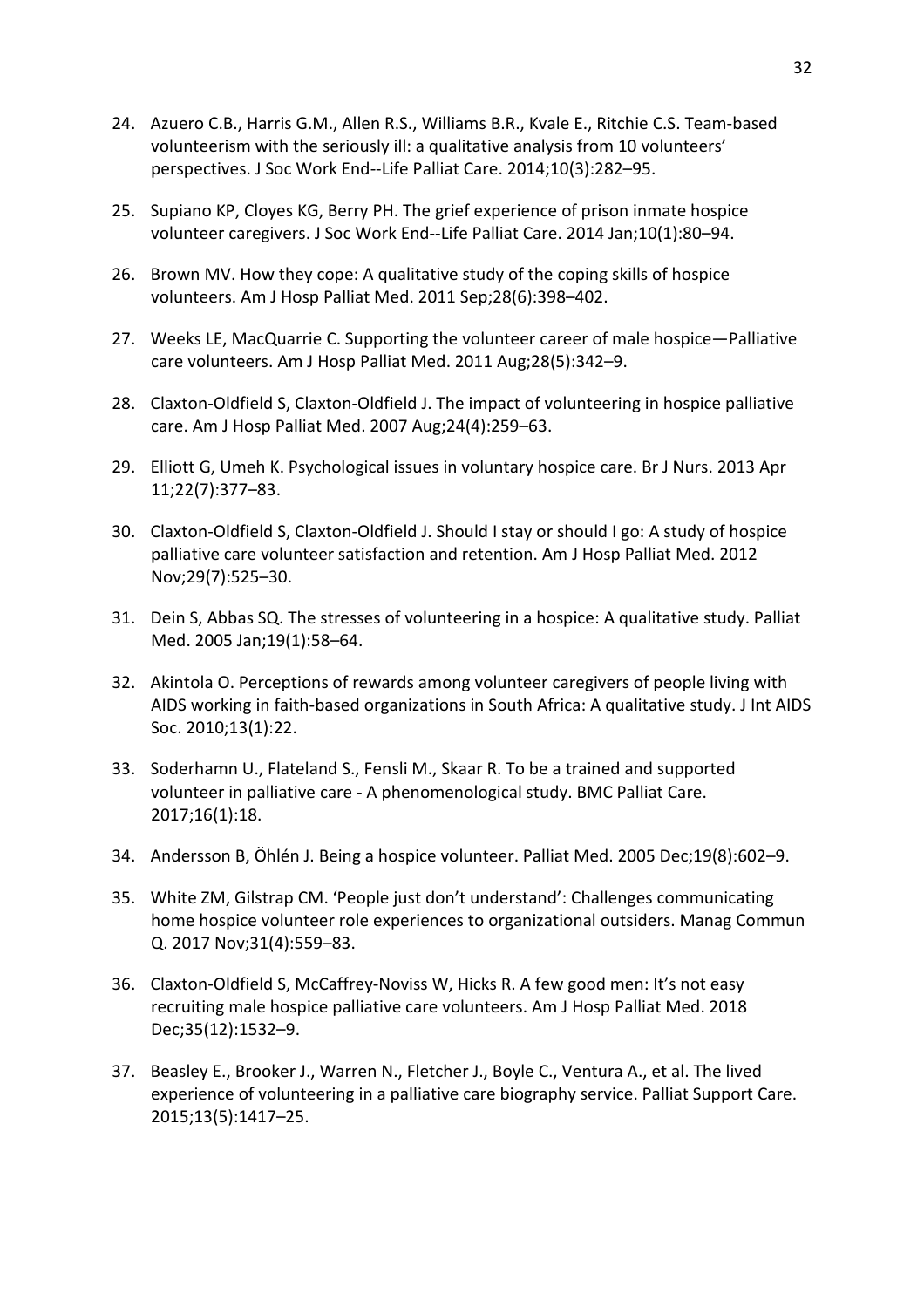24. Azuero C.B., Harris G.M., Allen R.S., Williams B.R., Kvale E., Ritchie C.S. Team-based volunteerism with the seriously ill: a qualitative analysis from 10 volunteers' perspectives. J Soc Work End--Life Palliat Care. 2014;10(3):282–95.

25. Supiano KP, Cloyes KG, Berry PH. The grief experience of prison inmate hospice volunteer caregivers. J Soc Work End--Life Palliat Care. 2014 Jan;10(1):80–94.

26. Brown MV. How they cope: A qualitative study of the coping skills of hospice volunteers. Am J Hosp Palliat Med. 2011 Sep;28(6):398–402.

27. Weeks LE, MacQuarrie C. Supporting the volunteer career of male hospice—Palliative care volunteers. Am J Hosp Palliat Med. 2011 Aug;28(5):342–9.

28. Claxton-Oldfield S, Claxton-Oldfield J. The impact of volunteering in hospice palliative care. Am J Hosp Palliat Med. 2007 Aug;24(4):259–63.

29. Elliott G, Umeh K. Psychological issues in voluntary hospice care. Br J Nurs. 2013 Apr 11;22(7):377–83.

30. Claxton-Oldfield S, Claxton-Oldfield J. Should I stay or should I go: A study of hospice palliative care volunteer satisfaction and retention. Am J Hosp Palliat Med. 2012 Nov;29(7):525–30.

31. Dein S, Abbas SQ. The stresses of volunteering in a hospice: A qualitative study. Palliat Med. 2005 Jan;19(1):58–64.

32. Akintola O. Perceptions of rewards among volunteer caregivers of people living with AIDS working in faith-based organizations in South Africa: A qualitative study. J Int AIDS Soc. 2010;13(1):22.

33. Soderhamn U., Flateland S., Fensli M., Skaar R. To be a trained and supported volunteer in palliative care - A phenomenological study. BMC Palliat Care. 2017;16(1):18.

34. Andersson B, Öhlén J. Being a hospice volunteer. Palliat Med. 2005 Dec;19(8):602–9.

35. White ZM, Gilstrap CM. 'People just don't understand': Challenges communicating home hospice volunteer role experiences to organizational outsiders. Manag Commun Q. 2017 Nov;31(4):559–83.

36. Claxton-Oldfield S, McCaffrey-Noviss W, Hicks R. A few good men: It's not easy recruiting male hospice palliative care volunteers. Am J Hosp Palliat Med. 2018 Dec;35(12):1532–9.

37. Beasley E., Brooker J., Warren N., Fletcher J., Boyle C., Ventura A., et al. The lived experience of volunteering in a palliative care biography service. Palliat Support Care. 2015;13(5):1417–25.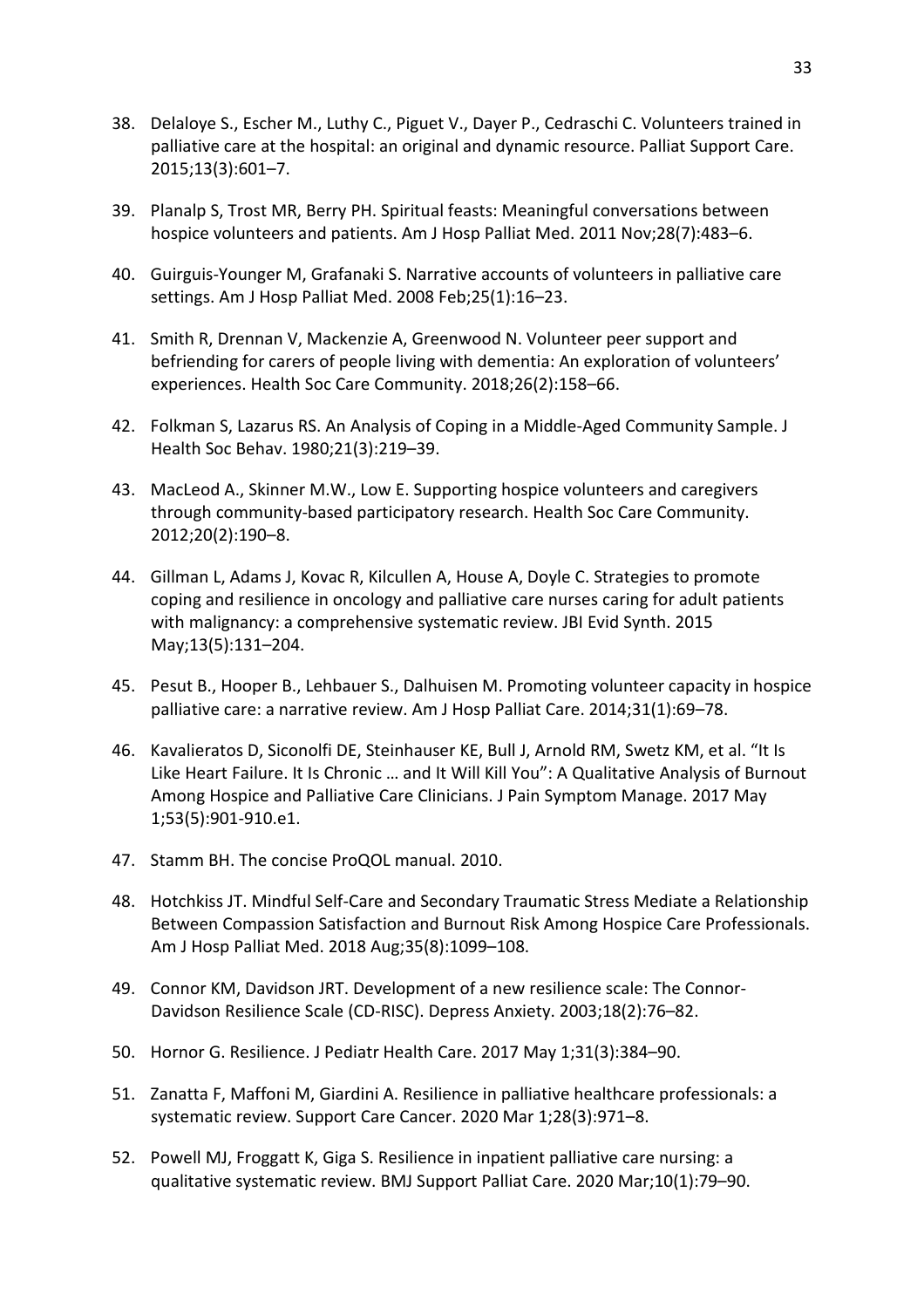38. Delaloye S., Escher M., Luthy C., Piguet V., Dayer P., Cedraschi C. Volunteers trained in palliative care at the hospital: an original and dynamic resource. Palliat Support Care. 2015;13(3):601–7.

39. Planalp S, Trost MR, Berry PH. Spiritual feasts: Meaningful conversations between hospice volunteers and patients. Am J Hosp Palliat Med. 2011 Nov;28(7):483–6.

40. Guirguis-Younger M, Grafanaki S. Narrative accounts of volunteers in palliative care settings. Am J Hosp Palliat Med. 2008 Feb;25(1):16–23.

41. Smith R, Drennan V, Mackenzie A, Greenwood N. Volunteer peer support and befriending for carers of people living with dementia: An exploration of volunteers' experiences. Health Soc Care Community. 2018;26(2):158–66.

42. Folkman S, Lazarus RS. An Analysis of Coping in a Middle-Aged Community Sample. J Health Soc Behav. 1980;21(3):219–39.

43. MacLeod A., Skinner M.W., Low E. Supporting hospice volunteers and caregivers through community-based participatory research. Health Soc Care Community. 2012;20(2):190–8.

44. Gillman L, Adams J, Kovac R, Kilcullen A, House A, Doyle C. Strategies to promote coping and resilience in oncology and palliative care nurses caring for adult patients with malignancy: a comprehensive systematic review. JBI Evid Synth. 2015 May;13(5):131–204.

45. Pesut B., Hooper B., Lehbauer S., Dalhuisen M. Promoting volunteer capacity in hospice palliative care: a narrative review. Am J Hosp Palliat Care. 2014;31(1):69–78.

46. Kavalieratos D, Siconolfi DE, Steinhauser KE, Bull J, Arnold RM, Swetz KM, et al. "It Is Like Heart Failure. It Is Chronic … and It Will Kill You": A Qualitative Analysis of Burnout Among Hospice and Palliative Care Clinicians. J Pain Symptom Manage. 2017 May 1;53(5):901-910.e1.

47. Stamm BH. The concise ProQOL manual. 2010.

48. Hotchkiss JT. Mindful Self-Care and Secondary Traumatic Stress Mediate a Relationship Between Compassion Satisfaction and Burnout Risk Among Hospice Care Professionals. Am J Hosp Palliat Med. 2018 Aug;35(8):1099–108.

49. Connor KM, Davidson JRT. Development of a new resilience scale: The Connor-Davidson Resilience Scale (CD-RISC). Depress Anxiety. 2003;18(2):76–82.

50. Hornor G. Resilience. J Pediatr Health Care. 2017 May 1;31(3):384–90.

51. Zanatta F, Maffoni M, Giardini A. Resilience in palliative healthcare professionals: a systematic review. Support Care Cancer. 2020 Mar 1;28(3):971–8.

52. Powell MJ, Froggatt K, Giga S. Resilience in inpatient palliative care nursing: a qualitative systematic review. BMJ Support Palliat Care. 2020 Mar;10(1):79–90.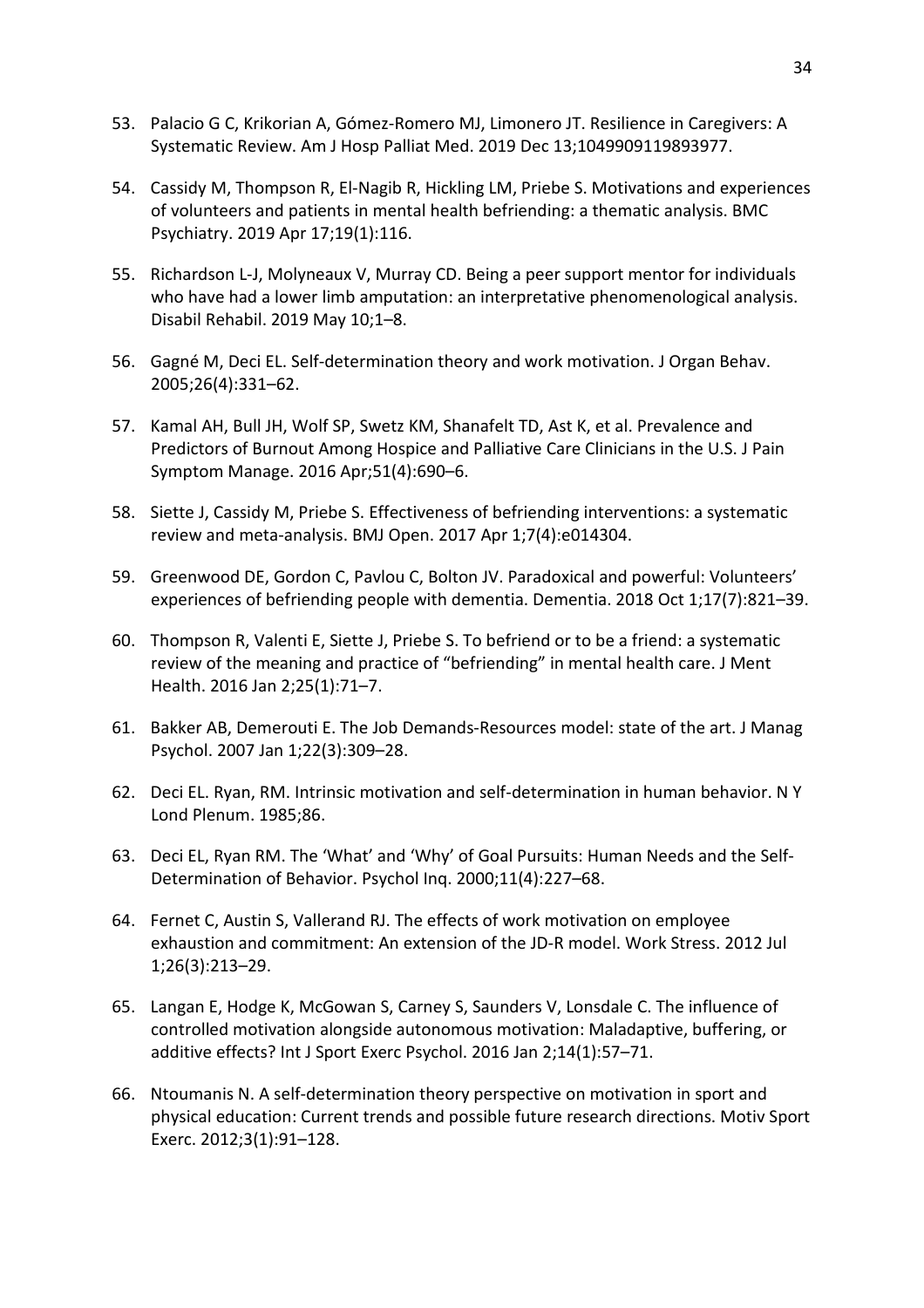53. Palacio G C, Krikorian A, Gómez-Romero MJ, Limonero JT. Resilience in Caregivers: A Systematic Review. Am J Hosp Palliat Med. 2019 Dec 13;1049909119893977.

54. Cassidy M, Thompson R, El-Nagib R, Hickling LM, Priebe S. Motivations and experiences of volunteers and patients in mental health befriending: a thematic analysis. BMC Psychiatry. 2019 Apr 17;19(1):116.

55. Richardson L-J, Molyneaux V, Murray CD. Being a peer support mentor for individuals who have had a lower limb amputation: an interpretative phenomenological analysis. Disabil Rehabil. 2019 May 10;1–8.

56. Gagné M, Deci EL. Self-determination theory and work motivation. J Organ Behav. 2005;26(4):331–62.

57. Kamal AH, Bull JH, Wolf SP, Swetz KM, Shanafelt TD, Ast K, et al. Prevalence and Predictors of Burnout Among Hospice and Palliative Care Clinicians in the U.S. J Pain Symptom Manage. 2016 Apr;51(4):690–6.

58. Siette J, Cassidy M, Priebe S. Effectiveness of befriending interventions: a systematic review and meta-analysis. BMJ Open. 2017 Apr 1;7(4):e014304.

59. Greenwood DE, Gordon C, Pavlou C, Bolton JV. Paradoxical and powerful: Volunteers' experiences of befriending people with dementia. Dementia. 2018 Oct 1;17(7):821–39.

60. Thompson R, Valenti E, Siette J, Priebe S. To befriend or to be a friend: a systematic review of the meaning and practice of "befriending" in mental health care. J Ment Health. 2016 Jan 2;25(1):71–7.

61. Bakker AB, Demerouti E. The Job Demands-Resources model: state of the art. J Manag Psychol. 2007 Jan 1;22(3):309–28.

62. Deci EL. Ryan, RM. Intrinsic motivation and self-determination in human behavior. N Y Lond Plenum. 1985;86.

63. Deci EL, Ryan RM. The 'What' and 'Why' of Goal Pursuits: Human Needs and the Self-Determination of Behavior. Psychol Inq. 2000;11(4):227–68.

64. Fernet C, Austin S, Vallerand RJ. The effects of work motivation on employee exhaustion and commitment: An extension of the JD-R model. Work Stress. 2012 Jul 1;26(3):213–29.

65. Langan E, Hodge K, McGowan S, Carney S, Saunders V, Lonsdale C. The influence of controlled motivation alongside autonomous motivation: Maladaptive, buffering, or additive effects? Int J Sport Exerc Psychol. 2016 Jan 2;14(1):57–71.

66. Ntoumanis N. A self-determination theory perspective on motivation in sport and physical education: Current trends and possible future research directions. Motiv Sport Exerc. 2012;3(1):91–128.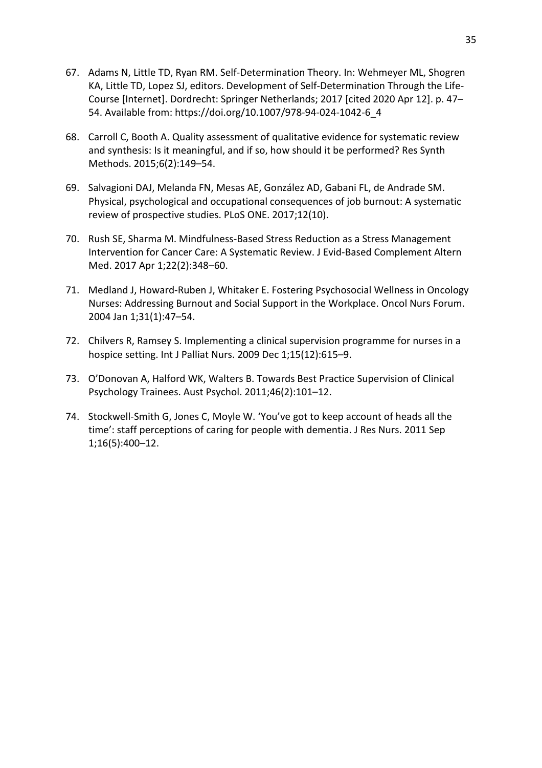67. Adams N, Little TD, Ryan RM. Self-Determination Theory. In: Wehmeyer ML, Shogren KA, Little TD, Lopez SJ, editors. Development of Self-Determination Through the Life-Course [Internet]. Dordrecht: Springer Netherlands; 2017 [cited 2020 Apr 12]. p. 47–54. Available from: https://doi.org/10.1007/978-94-024-1042-6_4

68. Carroll C, Booth A. Quality assessment of qualitative evidence for systematic review and synthesis: Is it meaningful, and if so, how should it be performed? Res Synth Methods. 2015;6(2):149–54.

69. Salvagioni DAJ, Melanda FN, Mesas AE, González AD, Gabani FL, de Andrade SM. Physical, psychological and occupational consequences of job burnout: A systematic review of prospective studies. PLoS ONE. 2017;12(10).

70. Rush SE, Sharma M. Mindfulness-Based Stress Reduction as a Stress Management Intervention for Cancer Care: A Systematic Review. J Evid-Based Complement Altern Med. 2017 Apr 1;22(2):348–60.

71. Medland J, Howard-Ruben J, Whitaker E. Fostering Psychosocial Wellness in Oncology Nurses: Addressing Burnout and Social Support in the Workplace. Oncol Nurs Forum. 2004 Jan 1;31(1):47–54.

72. Chilvers R, Ramsey S. Implementing a clinical supervision programme for nurses in a hospice setting. Int J Palliat Nurs. 2009 Dec 1;15(12):615–9.

73. O'Donovan A, Halford WK, Walters B. Towards Best Practice Supervision of Clinical Psychology Trainees. Aust Psychol. 2011;46(2):101–12.

74. Stockwell-Smith G, Jones C, Moyle W. 'You've got to keep account of heads all the time': staff perceptions of caring for people with dementia. J Res Nurs. 2011 Sep 1;16(5):400–12.